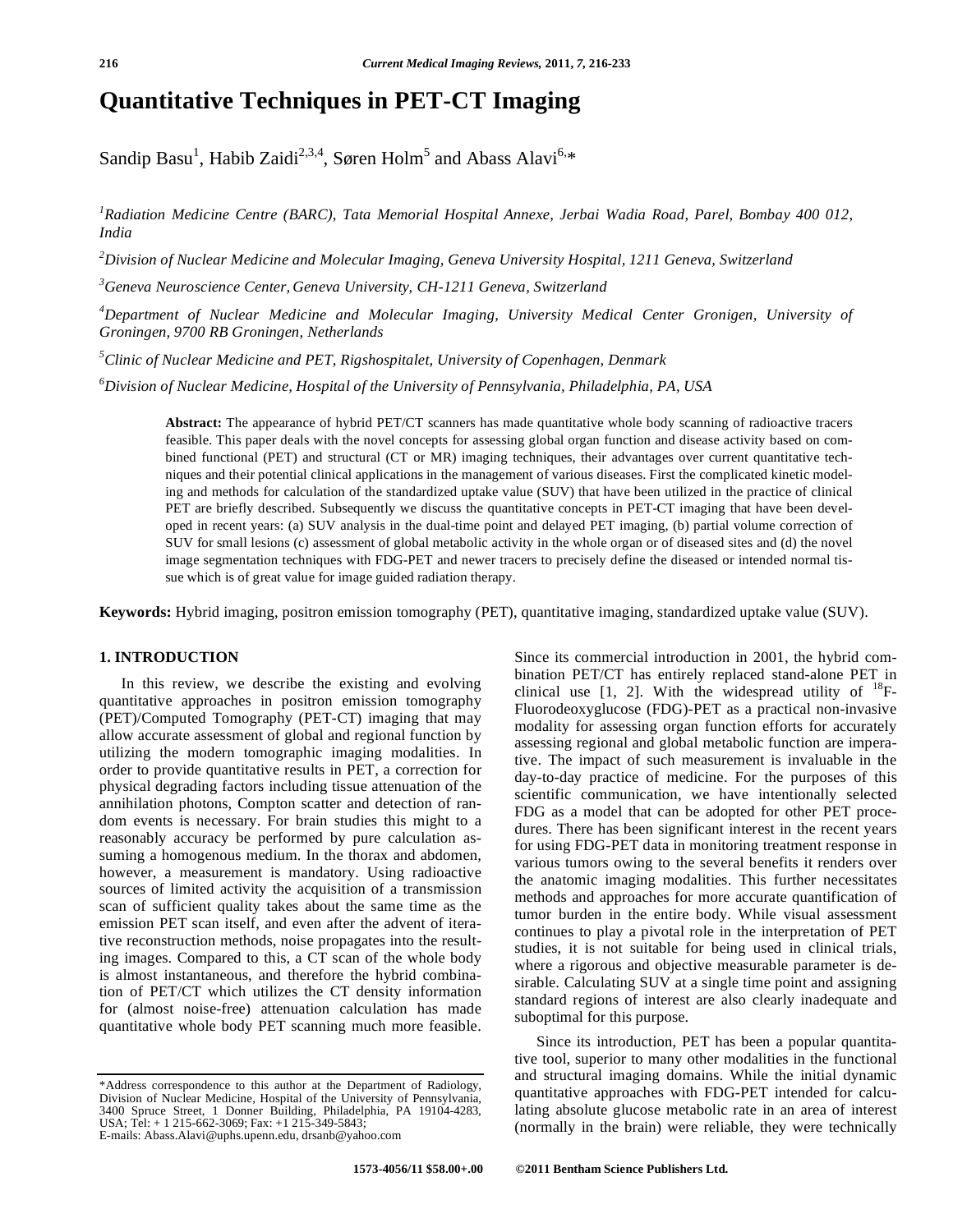# Quantitative Techniques in PET-CT Imaging

Sandip Basu[1], Habib Zaidi[2,3,4], Søren Holm[5] and Abass Alavi[6,*]

[1]*Radiation Medicine Centre (BARC), Tata Memorial Hospital Annexe, Jerbai Wadia Road, Parel, Bombay 400 012, India*

[2]*Division of Nuclear Medicine and Molecular Imaging, Geneva University Hospital, 1211 Geneva, Switzerland*

[3]*Geneva Neuroscience Center, Geneva University, CH-1211 Geneva, Switzerland*

[4]*Department of Nuclear Medicine and Molecular Imaging, University Medical Center Gronigen, University of Groningen, 9700 RB Groningen, Netherlands*

[5]*Clinic of Nuclear Medicine and PET, Rigshospitalet, University of Copenhagen, Denmark*

[6]*Division of Nuclear Medicine, Hospital of the University of Pennsylvania, Philadelphia, PA, USA*

**Abstract:** The appearance of hybrid PET/CT scanners has made quantitative whole body scanning of radioactive tracers feasible. This paper deals with the novel concepts for assessing global organ function and disease activity based on combined functional (PET) and structural (CT or MR) imaging techniques, their advantages over current quantitative techniques and their potential clinical applications in the management of various diseases. First the complicated kinetic modeling and methods for calculation of the standardized uptake value (SUV) that have been utilized in the practice of clinical PET are briefly described. Subsequently we discuss the quantitative concepts in PET-CT imaging that have been developed in recent years: (a) SUV analysis in the dual-time point and delayed PET imaging, (b) partial volume correction of SUV for small lesions (c) assessment of global metabolic activity in the whole organ or of diseased sites and (d) the novel image segmentation techniques with FDG-PET and newer tracers to precisely define the diseased or intended normal tissue which is of great value for image guided radiation therapy.

**Keywords:** Hybrid imaging, positron emission tomography (PET), quantitative imaging, standardized uptake value (SUV).

## 1. INTRODUCTION

In this review, we describe the existing and evolving quantitative approaches in positron emission tomography (PET)/Computed Tomography (PET-CT) imaging that may allow accurate assessment of global and regional function by utilizing the modern tomographic imaging modalities. In order to provide quantitative results in PET, a correction for physical degrading factors including tissue attenuation of the annihilation photons, Compton scatter and detection of random events is necessary. For brain studies this might to a reasonably accuracy be performed by pure calculation assuming a homogenous medium. In the thorax and abdomen, however, a measurement is mandatory. Using radioactive sources of limited activity the acquisition of a transmission scan of sufficient quality takes about the same time as the emission PET scan itself, and even after the advent of iterative reconstruction methods, noise propagates into the resulting images. Compared to this, a CT scan of the whole body is almost instantaneous, and therefore the hybrid combination of PET/CT which utilizes the CT density information for (almost noise-free) attenuation calculation has made quantitative whole body PET scanning much more feasible. Since its commercial introduction in 2001, the hybrid combination PET/CT has entirely replaced stand-alone PET in clinical use [1, 2]. With the widespread utility of $^{18}$F-Fluorodeoxyglucose (FDG)-PET as a practical non-invasive modality for assessing organ function efforts for accurately assessing regional and global metabolic function are imperative. The impact of such measurement is invaluable in the day-to-day practice of medicine. For the purposes of this scientific communication, we have intentionally selected FDG as a model that can be adopted for other PET procedures. There has been significant interest in the recent years for using FDG-PET data in monitoring treatment response in various tumors owing to the several benefits it renders over the anatomic imaging modalities. This further necessitates methods and approaches for more accurate quantification of tumor burden in the entire body. While visual assessment continues to play a pivotal role in the interpretation of PET studies, it is not suitable for being used in clinical trials, where a rigorous and objective measurable parameter is desirable. Calculating SUV at a single time point and assigning standard regions of interest are also clearly inadequate and suboptimal for this purpose.

Since its introduction, PET has been a popular quantitative tool, superior to many other modalities in the functional and structural imaging domains. While the initial dynamic quantitative approaches with FDG-PET intended for calculating absolute glucose metabolic rate in an area of interest (normally in the brain) were reliable, they were technically

*Address correspondence to this author at the Department of Radiology, Division of Nuclear Medicine, Hospital of the University of Pennsylvania, 3400 Spruce Street, 1 Donner Building, Philadelphia, PA 19104-4283, USA; Tel: + 1 215-662-3069; Fax: +1 215-349-5843;
E-mails: Abass.Alavi@uphs.upenn.edu, drsanb@yahoo.com

1573-4056/11 $58.00+.00 ©2011 Bentham Science Publishers Ltd.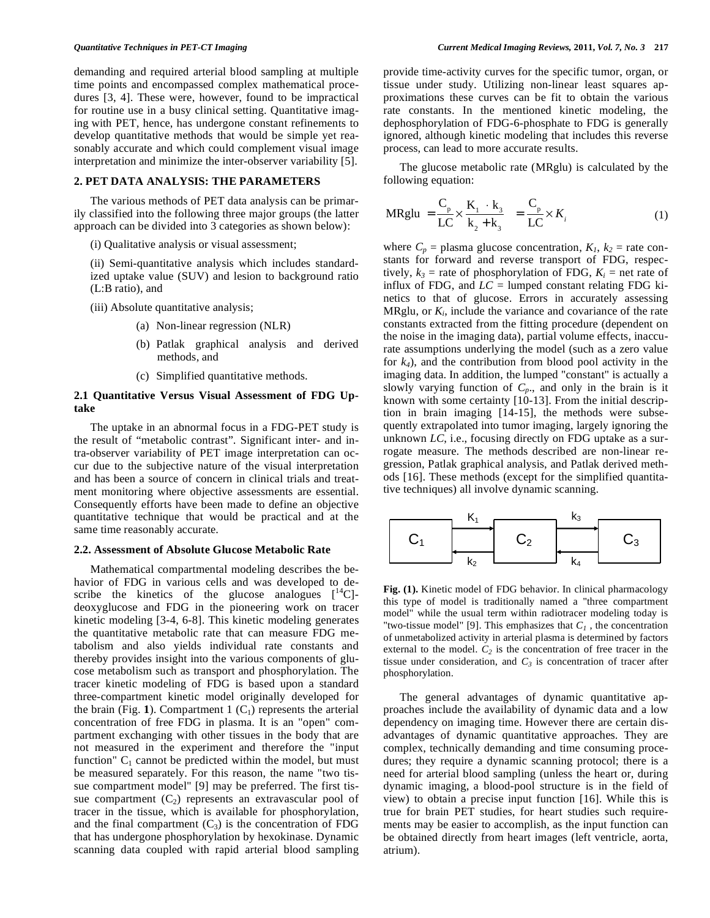demanding and required arterial blood sampling at multiple time points and encompassed complex mathematical procedures [3, 4]. These were, however, found to be impractical for routine use in a busy clinical setting. Quantitative imaging with PET, hence, has undergone constant refinements to develop quantitative methods that would be simple yet reasonably accurate and which could complement visual image interpretation and minimize the inter-observer variability [5].

## 2. PET DATA ANALYSIS: THE PARAMETERS

The various methods of PET data analysis can be primarily classified into the following three major groups (the latter approach can be divided into 3 categories as shown below):

(i) Qualitative analysis or visual assessment;

(ii) Semi-quantitative analysis which includes standardized uptake value (SUV) and lesion to background ratio (L:B ratio), and

(iii) Absolute quantitative analysis;

- (a) Non-linear regression (NLR)
- (b) Patlak graphical analysis and derived methods, and
- (c) Simplified quantitative methods.

### 2.1 Quantitative Versus Visual Assessment of FDG Uptake

The uptake in an abnormal focus in a FDG-PET study is the result of “metabolic contrast”. Significant inter- and intra-observer variability of PET image interpretation can occur due to the subjective nature of the visual interpretation and has been a source of concern in clinical trials and treatment monitoring where objective assessments are essential. Consequently efforts have been made to define an objective quantitative technique that would be practical and at the same time reasonably accurate.

### 2.2. Assessment of Absolute Glucose Metabolic Rate

Mathematical compartmental modeling describes the behavior of FDG in various cells and was developed to describe the kinetics of the glucose analogues [$^{14}$C]-deoxyglucose and FDG in the pioneering work on tracer kinetic modeling [3-4, 6-8]. This kinetic modeling generates the quantitative metabolic rate that can measure FDG metabolism and also yields individual rate constants and thereby provides insight into the various components of glucose metabolism such as transport and phosphorylation. The tracer kinetic modeling of FDG is based upon a standard three-compartment kinetic model originally developed for the brain (Fig. **1**). Compartment 1 ($C_1$) represents the arterial concentration of free FDG in plasma. It is an "open" compartment exchanging with other tissues in the body that are not measured in the experiment and therefore the "input function" $C_1$ cannot be predicted within the model, but must be measured separately. For this reason, the name "two tissue compartment model" [9] may be preferred. The first tissue compartment ($C_2$) represents an extravascular pool of tracer in the tissue, which is available for phosphorylation, and the final compartment ($C_3$) is the concentration of FDG that has undergone phosphorylation by hexokinase. Dynamic scanning data coupled with rapid arterial blood sampling provide time-activity curves for the specific tumor, organ, or tissue under study. Utilizing non-linear least squares approximations these curves can be fit to obtain the various rate constants. In the mentioned kinetic modeling, the dephosphorylation of FDG-6-phosphate to FDG is generally ignored, although kinetic modeling that includes this reverse process, can lead to more accurate results.

The glucose metabolic rate (MRglu) is calculated by the following equation:

$$\text{MRglu} = \frac{C_p}{LC} \times \frac{K_1 \cdot k_3}{k_2 + k_3} = \frac{C_p}{LC} \times K_i \tag{1}$$

where $C_p$ = plasma glucose concentration, $K_1$, $k_2$ = rate constants for forward and reverse transport of FDG, respectively, $k_3$ = rate of phosphorylation of FDG, $K_i$ = net rate of influx of FDG, and $LC$ = lumped constant relating FDG kinetics to that of glucose. Errors in accurately assessing MRglu, or $K_i$, include the variance and covariance of the rate constants extracted from the fitting procedure (dependent on the noise in the imaging data), partial volume effects, inaccurate assumptions underlying the model (such as a zero value for $k_4$), and the contribution from blood pool activity in the imaging data. In addition, the lumped "constant" is actually a slowly varying function of $C_p$., and only in the brain is it known with some certainty [10-13]. From the initial description in brain imaging [14-15], the methods were subsequently extrapolated into tumor imaging, largely ignoring the unknown $LC$, i.e., focusing directly on FDG uptake as a surrogate measure. The methods described are non-linear regression, Patlak graphical analysis, and Patlak derived methods [16]. These methods (except for the simplified quantitative techniques) all involve dynamic scanning.

$$C_1 \underset{k_2}{\overset{K_1}{\rightleftarrows}} C_2 \underset{k_4}{\overset{k_3}{\rightleftarrows}} C_3$$

**Fig. (1).** Kinetic model of FDG behavior. In clinical pharmacology this type of model is traditionally named a "three compartment model" while the usual term within radiotracer modeling today is "two-tissue model" [9]. This emphasizes that $C_1$ , the concentration of unmetabolized activity in arterial plasma is determined by factors external to the model. $C_2$ is the concentration of free tracer in the tissue under consideration, and $C_3$ is concentration of tracer after phosphorylation.

The general advantages of dynamic quantitative approaches include the availability of dynamic data and a low dependency on imaging time. However there are certain disadvantages of dynamic quantitative approaches. They are complex, technically demanding and time consuming procedures; they require a dynamic scanning protocol; there is a need for arterial blood sampling (unless the heart or, during dynamic imaging, a blood-pool structure is in the field of view) to obtain a precise input function [16]. While this is true for brain PET studies, for heart studies such requirements may be easier to accomplish, as the input function can be obtained directly from heart images (left ventricle, aorta, atrium).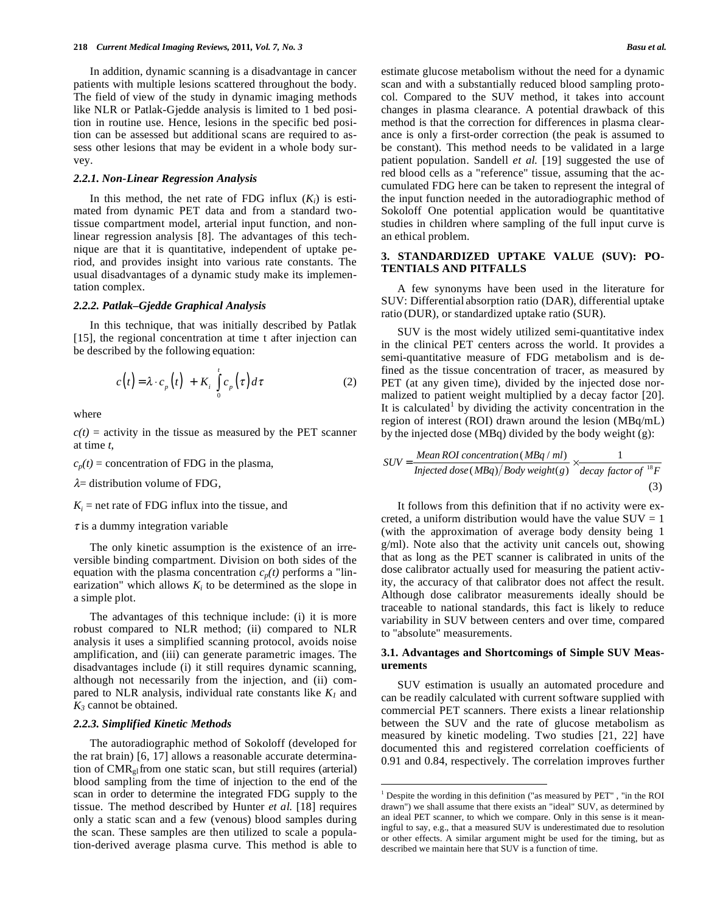In addition, dynamic scanning is a disadvantage in cancer patients with multiple lesions scattered throughout the body. The field of view of the study in dynamic imaging methods like NLR or Patlak-Gjedde analysis is limited to 1 bed position in routine use. Hence, lesions in the specific bed position can be assessed but additional scans are required to assess other lesions that may be evident in a whole body survey.

#### 2.2.1. Non-Linear Regression Analysis

In this method, the net rate of FDG influx ($K_i$) is estimated from dynamic PET data and from a standard two-tissue compartment model, arterial input function, and non-linear regression analysis [8]. The advantages of this technique are that it is quantitative, independent of uptake period, and provides insight into various rate constants. The usual disadvantages of a dynamic study make its implementation complex.

#### 2.2.2. Patlak–Gjedde Graphical Analysis

In this technique, that was initially described by Patlak [15], the regional concentration at time t after injection can be described by the following equation:

$$c(t) = \lambda \cdot c_p(t) + K_i \int_0^t c_p(\tau) d\tau \quad (2)$$

where

$c(t)$ = activity in the tissue as measured by the PET scanner at time $t$,

$c_p(t)$ = concentration of FDG in the plasma,

$\lambda$= distribution volume of FDG,

$K_i$ = net rate of FDG influx into the tissue, and

$\tau$ is a dummy integration variable

The only kinetic assumption is the existence of an irreversible binding compartment. Division on both sides of the equation with the plasma concentration $c_p(t)$ performs a "linearization" which allows $K_i$ to be determined as the slope in a simple plot.

The advantages of this technique include: (i) it is more robust compared to NLR method; (ii) compared to NLR analysis it uses a simplified scanning protocol, avoids noise amplification, and (iii) can generate parametric images. The disadvantages include (i) it still requires dynamic scanning, although not necessarily from the injection, and (ii) compared to NLR analysis, individual rate constants like $K_1$ and $K_3$ cannot be obtained.

#### 2.2.3. Simplified Kinetic Methods

The autoradiographic method of Sokoloff (developed for the rat brain) [6, 17] allows a reasonable accurate determination of $CMR_{gl}$ from one static scan, but still requires (arterial) blood sampling from the time of injection to the end of the scan in order to determine the integrated FDG supply to the tissue. The method described by Hunter *et al.* [18] requires only a static scan and a few (venous) blood samples during the scan. These samples are then utilized to scale a population-derived average plasma curve. This method is able to estimate glucose metabolism without the need for a dynamic scan and with a substantially reduced blood sampling protocol. Compared to the SUV method, it takes into account changes in plasma clearance. A potential drawback of this method is that the correction for differences in plasma clearance is only a first-order correction (the peak is assumed to be constant). This method needs to be validated in a large patient population. Sandell *et al.* [19] suggested the use of red blood cells as a "reference" tissue, assuming that the accumulated FDG here can be taken to represent the integral of the input function needed in the autoradiographic method of Sokoloff One potential application would be quantitative studies in children where sampling of the full input curve is an ethical problem.

## 3. STANDARDIZED UPTAKE VALUE (SUV): POTENTIALS AND PITFALLS

A few synonyms have been used in the literature for SUV: Differential absorption ratio (DAR), differential uptake ratio (DUR), or standardized uptake ratio (SUR).

SUV is the most widely utilized semi-quantitative index in the clinical PET centers across the world. It provides a semi-quantitative measure of FDG metabolism and is defined as the tissue concentration of tracer, as measured by PET (at any given time), divided by the injected dose normalized to patient weight multiplied by a decay factor [20]. It is calculated[1] by dividing the activity concentration in the region of interest (ROI) drawn around the lesion (MBq/mL) by the injected dose (MBq) divided by the body weight (g):

$$SUV = \frac{Mean\ ROI\ concentration\,(MBq/ml)}{Injected\ dose\,(MBq)/Body\ weight(g)} \times \frac{1}{decay\ factor\ of\ ^{18}F} \quad (3)$$

It follows from this definition that if no activity were excreted, a uniform distribution would have the value SUV = 1 (with the approximation of average body density being 1 g/ml). Note also that the activity unit cancels out, showing that as long as the PET scanner is calibrated in units of the dose calibrator actually used for measuring the patient activity, the accuracy of that calibrator does not affect the result. Although dose calibrator measurements ideally should be traceable to national standards, this fact is likely to reduce variability in SUV between centers and over time, compared to "absolute" measurements.

### 3.1. Advantages and Shortcomings of Simple SUV Measurements

SUV estimation is usually an automated procedure and can be readily calculated with current software supplied with commercial PET scanners. There exists a linear relationship between the SUV and the rate of glucose metabolism as measured by kinetic modeling. Two studies [21, 22] have documented this and registered correlation coefficients of 0.91 and 0.84, respectively. The correlation improves further

[1] Despite the wording in this definition ("as measured by PET" , "in the ROI drawn") we shall assume that there exists an "ideal" SUV, as determined by an ideal PET scanner, to which we compare. Only in this sense is it meaningful to say, e.g., that a measured SUV is underestimated due to resolution or other effects. A similar argument might be used for the timing, but as described we maintain here that SUV is a function of time.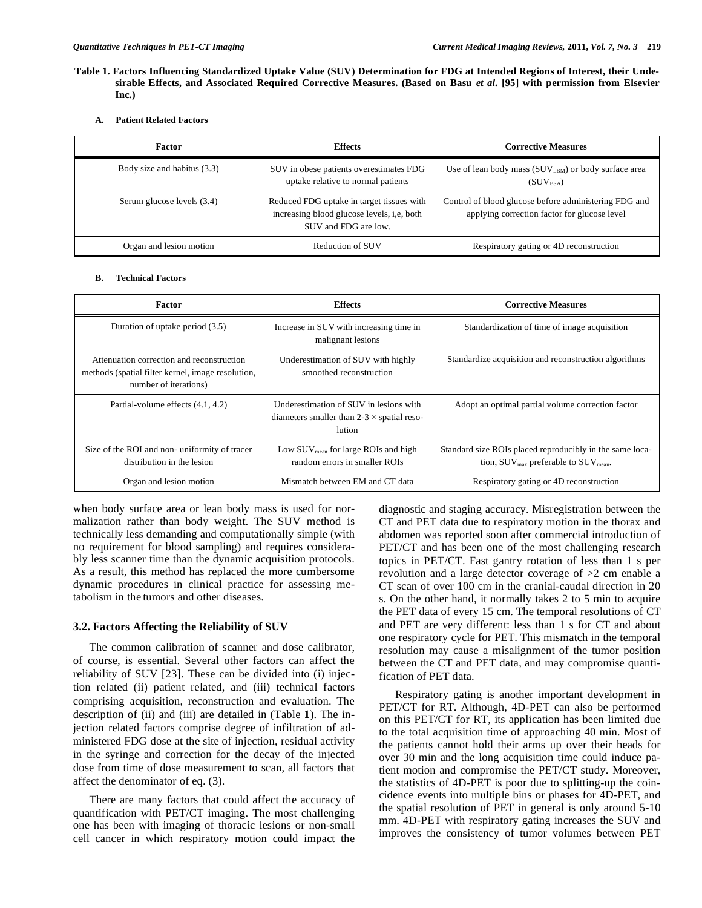**Table 1. Factors Influencing Standardized Uptake Value (SUV) Determination for FDG at Intended Regions of Interest, their Undesirable Effects, and Associated Required Corrective Measures. (Based on Basu *et al.* [95] with permission from Elsevier Inc.)**

**A. Patient Related Factors**

| Factor | Effects | Corrective Measures |
|---|---|---|
| Body size and habitus (3.3) | SUV in obese patients overestimates FDG uptake relative to normal patients | Use of lean body mass ($SUV_{LBM}$) or body surface area ($SUV_{BSA}$) |
| Serum glucose levels (3.4) | Reduced FDG uptake in target tissues with increasing blood glucose levels, i,e, both SUV and FDG are low. | Control of blood glucose before administering FDG and applying correction factor for glucose level |
| Organ and lesion motion | Reduction of SUV | Respiratory gating or 4D reconstruction |

**B. Technical Factors**

| Factor | Effects | Corrective Measures |
|---|---|---|
| Duration of uptake period (3.5) | Increase in SUV with increasing time in malignant lesions | Standardization of time of image acquisition |
| Attenuation correction and reconstruction methods (spatial filter kernel, image resolution, number of iterations) | Underestimation of SUV with highly smoothed reconstruction | Standardize acquisition and reconstruction algorithms |
| Partial-volume effects (4.1, 4.2) | Underestimation of SUV in lesions with diameters smaller than 2-3 × spatial resolution | Adopt an optimal partial volume correction factor |
| Size of the ROI and non- uniformity of tracer distribution in the lesion | Low $SUV_{mean}$ for large ROIs and high random errors in smaller ROIs | Standard size ROIs placed reproducibly in the same location, $SUV_{max}$ preferable to $SUV_{mean}$. |
| Organ and lesion motion | Mismatch between EM and CT data | Respiratory gating or 4D reconstruction |

when body surface area or lean body mass is used for normalization rather than body weight. The SUV method is technically less demanding and computationally simple (with no requirement for blood sampling) and requires considerably less scanner time than the dynamic acquisition protocols. As a result, this method has replaced the more cumbersome dynamic procedures in clinical practice for assessing metabolism in the tumors and other diseases.

### 3.2. Factors Affecting the Reliability of SUV

The common calibration of scanner and dose calibrator, of course, is essential. Several other factors can affect the reliability of SUV [23]. These can be divided into (i) injection related (ii) patient related, and (iii) technical factors comprising acquisition, reconstruction and evaluation. The description of (ii) and (iii) are detailed in (Table **1**). The injection related factors comprise degree of infiltration of administered FDG dose at the site of injection, residual activity in the syringe and correction for the decay of the injected dose from time of dose measurement to scan, all factors that affect the denominator of eq. (3).

There are many factors that could affect the accuracy of quantification with PET/CT imaging. The most challenging one has been with imaging of thoracic lesions or non-small cell cancer in which respiratory motion could impact the diagnostic and staging accuracy. Misregistration between the CT and PET data due to respiratory motion in the thorax and abdomen was reported soon after commercial introduction of PET/CT and has been one of the most challenging research topics in PET/CT. Fast gantry rotation of less than 1 s per revolution and a large detector coverage of >2 cm enable a CT scan of over 100 cm in the cranial-caudal direction in 20 s. On the other hand, it normally takes 2 to 5 min to acquire the PET data of every 15 cm. The temporal resolutions of CT and PET are very different: less than 1 s for CT and about one respiratory cycle for PET. This mismatch in the temporal resolution may cause a misalignment of the tumor position between the CT and PET data, and may compromise quantification of PET data.

Respiratory gating is another important development in PET/CT for RT. Although, 4D-PET can also be performed on this PET/CT for RT, its application has been limited due to the total acquisition time of approaching 40 min. Most of the patients cannot hold their arms up over their heads for over 30 min and the long acquisition time could induce patient motion and compromise the PET/CT study. Moreover, the statistics of 4D-PET is poor due to splitting-up the coincidence events into multiple bins or phases for 4D-PET, and the spatial resolution of PET in general is only around 5-10 mm. 4D-PET with respiratory gating increases the SUV and improves the consistency of tumor volumes between PET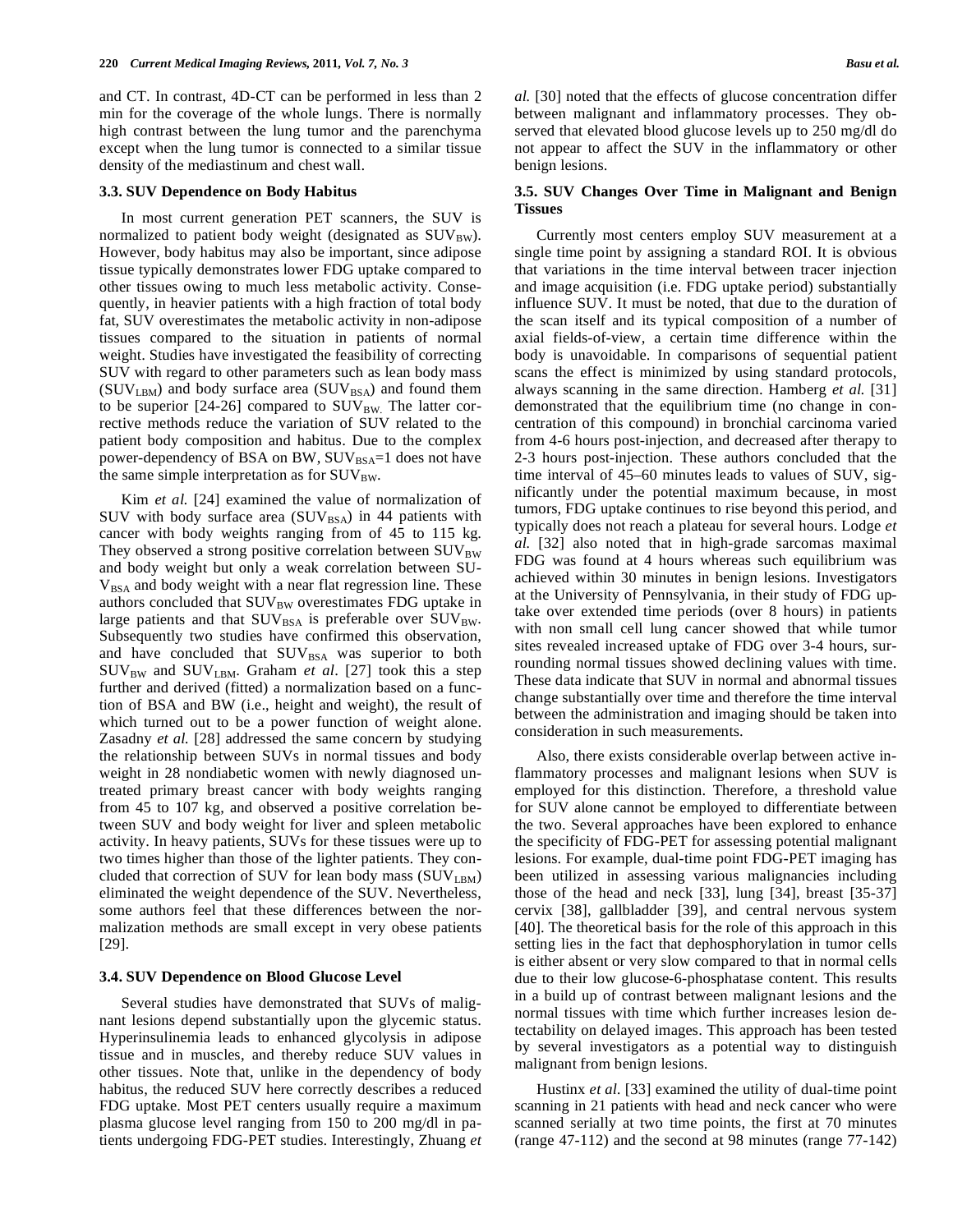and CT. In contrast, 4D-CT can be performed in less than 2 min for the coverage of the whole lungs. There is normally high contrast between the lung tumor and the parenchyma except when the lung tumor is connected to a similar tissue density of the mediastinum and chest wall.

### 3.3. SUV Dependence on Body Habitus

In most current generation PET scanners, the SUV is normalized to patient body weight (designated as $SUV_{BW}$). However, body habitus may also be important, since adipose tissue typically demonstrates lower FDG uptake compared to other tissues owing to much less metabolic activity. Consequently, in heavier patients with a high fraction of total body fat, SUV overestimates the metabolic activity in non-adipose tissues compared to the situation in patients of normal weight. Studies have investigated the feasibility of correcting SUV with regard to other parameters such as lean body mass ($SUV_{LBM}$) and body surface area ($SUV_{BSA}$) and found them to be superior [24-26] compared to $SUV_{BW}$. The latter corrective methods reduce the variation of SUV related to the patient body composition and habitus. Due to the complex power-dependency of BSA on BW, $SUV_{BSA}$=1 does not have the same simple interpretation as for $SUV_{BW}$.

Kim *et al.* [24] examined the value of normalization of SUV with body surface area ($SUV_{BSA}$) in 44 patients with cancer with body weights ranging from of 45 to 115 kg. They observed a strong positive correlation between $SUV_{BW}$ and body weight but only a weak correlation between $SUV_{BSA}$ and body weight with a near flat regression line. These authors concluded that $SUV_{BW}$ overestimates FDG uptake in large patients and that $SUV_{BSA}$ is preferable over $SUV_{BW}$. Subsequently two studies have confirmed this observation, and have concluded that $SUV_{BSA}$ was superior to both $SUV_{BW}$ and $SUV_{LBM}$. Graham *et al*. [27] took this a step further and derived (fitted) a normalization based on a function of BSA and BW (i.e., height and weight), the result of which turned out to be a power function of weight alone. Zasadny *et al.* [28] addressed the same concern by studying the relationship between SUVs in normal tissues and body weight in 28 nondiabetic women with newly diagnosed untreated primary breast cancer with body weights ranging from 45 to 107 kg, and observed a positive correlation between SUV and body weight for liver and spleen metabolic activity. In heavy patients, SUVs for these tissues were up to two times higher than those of the lighter patients. They concluded that correction of SUV for lean body mass ($SUV_{LBM}$) eliminated the weight dependence of the SUV. Nevertheless, some authors feel that these differences between the normalization methods are small except in very obese patients [29].

### 3.4. SUV Dependence on Blood Glucose Level

Several studies have demonstrated that SUVs of malignant lesions depend substantially upon the glycemic status. Hyperinsulinemia leads to enhanced glycolysis in adipose tissue and in muscles, and thereby reduce SUV values in other tissues. Note that, unlike in the dependency of body habitus, the reduced SUV here correctly describes a reduced FDG uptake. Most PET centers usually require a maximum plasma glucose level ranging from 150 to 200 mg/dl in patients undergoing FDG-PET studies. Interestingly, Zhuang *et al.* [30] noted that the effects of glucose concentration differ between malignant and inflammatory processes. They observed that elevated blood glucose levels up to 250 mg/dl do not appear to affect the SUV in the inflammatory or other benign lesions.

### 3.5. SUV Changes Over Time in Malignant and Benign Tissues

Currently most centers employ SUV measurement at a single time point by assigning a standard ROI. It is obvious that variations in the time interval between tracer injection and image acquisition (i.e. FDG uptake period) substantially influence SUV. It must be noted, that due to the duration of the scan itself and its typical composition of a number of axial fields-of-view, a certain time difference within the body is unavoidable. In comparisons of sequential patient scans the effect is minimized by using standard protocols, always scanning in the same direction. Hamberg *et al.* [31] demonstrated that the equilibrium time (no change in concentration of this compound) in bronchial carcinoma varied from 4-6 hours post-injection, and decreased after therapy to 2-3 hours post-injection. These authors concluded that the time interval of 45–60 minutes leads to values of SUV, significantly under the potential maximum because, in most tumors, FDG uptake continues to rise beyond this period, and typically does not reach a plateau for several hours. Lodge *et al.* [32] also noted that in high-grade sarcomas maximal FDG was found at 4 hours whereas such equilibrium was achieved within 30 minutes in benign lesions. Investigators at the University of Pennsylvania, in their study of FDG uptake over extended time periods (over 8 hours) in patients with non small cell lung cancer showed that while tumor sites revealed increased uptake of FDG over 3-4 hours, surrounding normal tissues showed declining values with time. These data indicate that SUV in normal and abnormal tissues change substantially over time and therefore the time interval between the administration and imaging should be taken into consideration in such measurements.

Also, there exists considerable overlap between active inflammatory processes and malignant lesions when SUV is employed for this distinction. Therefore, a threshold value for SUV alone cannot be employed to differentiate between the two. Several approaches have been explored to enhance the specificity of FDG-PET for assessing potential malignant lesions. For example, dual-time point FDG-PET imaging has been utilized in assessing various malignancies including those of the head and neck [33], lung [34], breast [35-37] cervix [38], gallbladder [39], and central nervous system [40]. The theoretical basis for the role of this approach in this setting lies in the fact that dephosphorylation in tumor cells is either absent or very slow compared to that in normal cells due to their low glucose-6-phosphatase content. This results in a build up of contrast between malignant lesions and the normal tissues with time which further increases lesion detectability on delayed images. This approach has been tested by several investigators as a potential way to distinguish malignant from benign lesions.

Hustinx *et al.* [33] examined the utility of dual-time point scanning in 21 patients with head and neck cancer who were scanned serially at two time points, the first at 70 minutes (range 47-112) and the second at 98 minutes (range 77-142)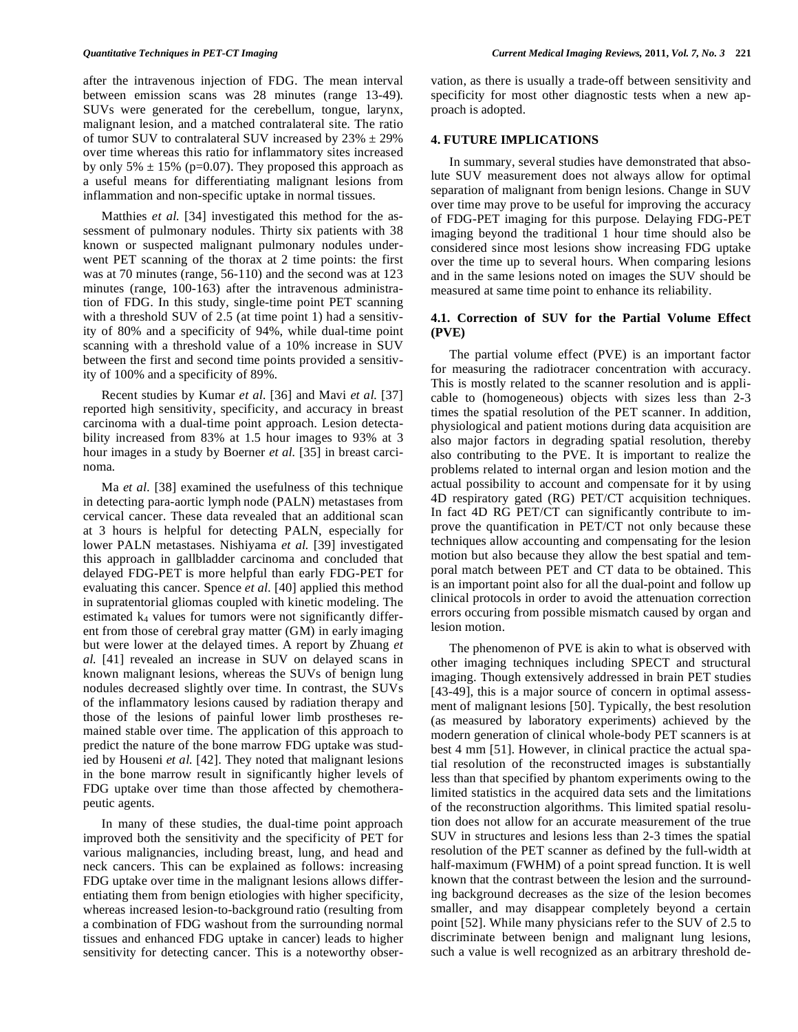after the intravenous injection of FDG. The mean interval between emission scans was 28 minutes (range 13-49). SUVs were generated for the cerebellum, tongue, larynx, malignant lesion, and a matched contralateral site. The ratio of tumor SUV to contralateral SUV increased by 23% ± 29% over time whereas this ratio for inflammatory sites increased by only 5% ± 15% (p=0.07). They proposed this approach as a useful means for differentiating malignant lesions from inflammation and non-specific uptake in normal tissues.

Matthies *et al.* [34] investigated this method for the assessment of pulmonary nodules. Thirty six patients with 38 known or suspected malignant pulmonary nodules underwent PET scanning of the thorax at 2 time points: the first was at 70 minutes (range, 56-110) and the second was at 123 minutes (range, 100-163) after the intravenous administration of FDG. In this study, single-time point PET scanning with a threshold SUV of 2.5 (at time point 1) had a sensitivity of 80% and a specificity of 94%, while dual-time point scanning with a threshold value of a 10% increase in SUV between the first and second time points provided a sensitivity of 100% and a specificity of 89%.

Recent studies by Kumar *et al.* [36] and Mavi *et al.* [37] reported high sensitivity, specificity, and accuracy in breast carcinoma with a dual-time point approach. Lesion detectability increased from 83% at 1.5 hour images to 93% at 3 hour images in a study by Boerner *et al.* [35] in breast carcinoma.

Ma *et al.* [38] examined the usefulness of this technique in detecting para-aortic lymph node (PALN) metastases from cervical cancer. These data revealed that an additional scan at 3 hours is helpful for detecting PALN, especially for lower PALN metastases. Nishiyama *et al.* [39] investigated this approach in gallbladder carcinoma and concluded that delayed FDG-PET is more helpful than early FDG-PET for evaluating this cancer. Spence *et al.* [40] applied this method in supratentorial gliomas coupled with kinetic modeling. The estimated $k_4$ values for tumors were not significantly different from those of cerebral gray matter (GM) in early imaging but were lower at the delayed times. A report by Zhuang *et al.* [41] revealed an increase in SUV on delayed scans in known malignant lesions, whereas the SUVs of benign lung nodules decreased slightly over time. In contrast, the SUVs of the inflammatory lesions caused by radiation therapy and those of the lesions of painful lower limb prostheses remained stable over time. The application of this approach to predict the nature of the bone marrow FDG uptake was studied by Houseni *et al.* [42]. They noted that malignant lesions in the bone marrow result in significantly higher levels of FDG uptake over time than those affected by chemotherapeutic agents.

In many of these studies, the dual-time point approach improved both the sensitivity and the specificity of PET for various malignancies, including breast, lung, and head and neck cancers. This can be explained as follows: increasing FDG uptake over time in the malignant lesions allows differentiating them from benign etiologies with higher specificity, whereas increased lesion-to-background ratio (resulting from a combination of FDG washout from the surrounding normal tissues and enhanced FDG uptake in cancer) leads to higher sensitivity for detecting cancer. This is a noteworthy observation, as there is usually a trade-off between sensitivity and specificity for most other diagnostic tests when a new approach is adopted.

## 4. FUTURE IMPLICATIONS

In summary, several studies have demonstrated that absolute SUV measurement does not always allow for optimal separation of malignant from benign lesions. Change in SUV over time may prove to be useful for improving the accuracy of FDG-PET imaging for this purpose. Delaying FDG-PET imaging beyond the traditional 1 hour time should also be considered since most lesions show increasing FDG uptake over the time up to several hours. When comparing lesions and in the same lesions noted on images the SUV should be measured at same time point to enhance its reliability.

### 4.1. Correction of SUV for the Partial Volume Effect (PVE)

The partial volume effect (PVE) is an important factor for measuring the radiotracer concentration with accuracy. This is mostly related to the scanner resolution and is applicable to (homogeneous) objects with sizes less than 2-3 times the spatial resolution of the PET scanner. In addition, physiological and patient motions during data acquisition are also major factors in degrading spatial resolution, thereby also contributing to the PVE. It is important to realize the problems related to internal organ and lesion motion and the actual possibility to account and compensate for it by using 4D respiratory gated (RG) PET/CT acquisition techniques. In fact 4D RG PET/CT can significantly contribute to improve the quantification in PET/CT not only because these techniques allow accounting and compensating for the lesion motion but also because they allow the best spatial and temporal match between PET and CT data to be obtained. This is an important point also for all the dual-point and follow up clinical protocols in order to avoid the attenuation correction errors occuring from possible mismatch caused by organ and lesion motion.

The phenomenon of PVE is akin to what is observed with other imaging techniques including SPECT and structural imaging. Though extensively addressed in brain PET studies [43-49], this is a major source of concern in optimal assessment of malignant lesions [50]. Typically, the best resolution (as measured by laboratory experiments) achieved by the modern generation of clinical whole-body PET scanners is at best 4 mm [51]. However, in clinical practice the actual spatial resolution of the reconstructed images is substantially less than that specified by phantom experiments owing to the limited statistics in the acquired data sets and the limitations of the reconstruction algorithms. This limited spatial resolution does not allow for an accurate measurement of the true SUV in structures and lesions less than 2-3 times the spatial resolution of the PET scanner as defined by the full-width at half-maximum (FWHM) of a point spread function. It is well known that the contrast between the lesion and the surrounding background decreases as the size of the lesion becomes smaller, and may disappear completely beyond a certain point [52]. While many physicians refer to the SUV of 2.5 to discriminate between benign and malignant lung lesions, such a value is well recognized as an arbitrary threshold de-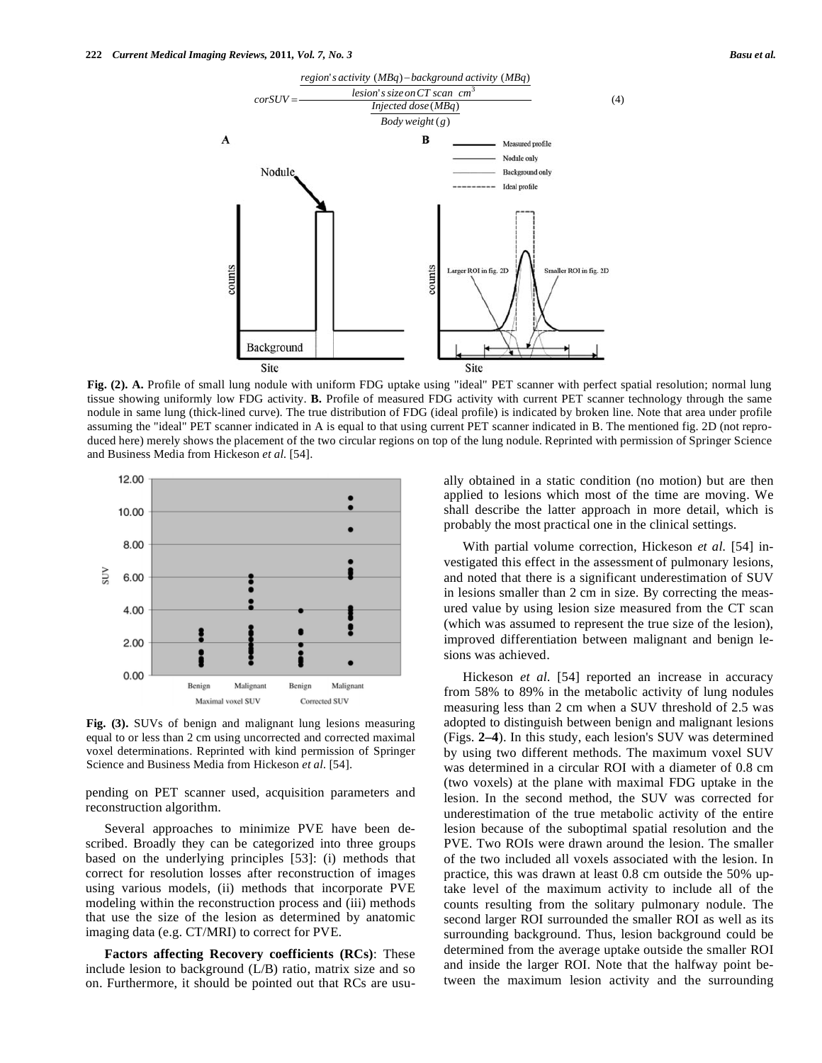$$corSUV = \frac{\dfrac{region's\ activity\ (MBq) - background\ activity\ (MBq)}{lesion's\ size\ on\ CT\ scan\ \ cm^3}}{\dfrac{Injected\ dose\ (MBq)}{Body\ weight\ (g)}} \tag{4}$$

**Fig. (2). A.** Profile of small lung nodule with uniform FDG uptake using "ideal" PET scanner with perfect spatial resolution; normal lung tissue showing uniformly low FDG activity. **B.** Profile of measured FDG activity with current PET scanner technology through the same nodule in same lung (thick-lined curve). The true distribution of FDG (ideal profile) is indicated by broken line. Note that area under profile assuming the "ideal" PET scanner indicated in A is equal to that using current PET scanner indicated in B. The mentioned fig. 2D (not reproduced here) merely shows the placement of the two circular regions on top of the lung nodule. Reprinted with permission of Springer Science and Business Media from Hickeson *et al.* [54].

**Fig. (3).** SUVs of benign and malignant lung lesions measuring equal to or less than 2 cm using uncorrected and corrected maximal voxel determinations. Reprinted with kind permission of Springer Science and Business Media from Hickeson *et al.* [54].

pending on PET scanner used, acquisition parameters and reconstruction algorithm.

Several approaches to minimize PVE have been described. Broadly they can be categorized into three groups based on the underlying principles [53]: (i) methods that correct for resolution losses after reconstruction of images using various models, (ii) methods that incorporate PVE modeling within the reconstruction process and (iii) methods that use the size of the lesion as determined by anatomic imaging data (e.g. CT/MRI) to correct for PVE.

**Factors affecting Recovery coefficients (RCs)**: These include lesion to background (L/B) ratio, matrix size and so on. Furthermore, it should be pointed out that RCs are usually obtained in a static condition (no motion) but are then applied to lesions which most of the time are moving. We shall describe the latter approach in more detail, which is probably the most practical one in the clinical settings.

With partial volume correction, Hickeson *et al.* [54] investigated this effect in the assessment of pulmonary lesions, and noted that there is a significant underestimation of SUV in lesions smaller than 2 cm in size. By correcting the measured value by using lesion size measured from the CT scan (which was assumed to represent the true size of the lesion), improved differentiation between malignant and benign lesions was achieved.

Hickeson *et al.* [54] reported an increase in accuracy from 58% to 89% in the metabolic activity of lung nodules measuring less than 2 cm when a SUV threshold of 2.5 was adopted to distinguish between benign and malignant lesions (Figs. **2–4**). In this study, each lesion's SUV was determined by using two different methods. The maximum voxel SUV was determined in a circular ROI with a diameter of 0.8 cm (two voxels) at the plane with maximal FDG uptake in the lesion. In the second method, the SUV was corrected for underestimation of the true metabolic activity of the entire lesion because of the suboptimal spatial resolution and the PVE. Two ROIs were drawn around the lesion. The smaller of the two included all voxels associated with the lesion. In practice, this was drawn at least 0.8 cm outside the 50% uptake level of the maximum activity to include all of the counts resulting from the solitary pulmonary nodule. The second larger ROI surrounded the smaller ROI as well as its surrounding background. Thus, lesion background could be determined from the average uptake outside the smaller ROI and inside the larger ROI. Note that the halfway point between the maximum lesion activity and the surrounding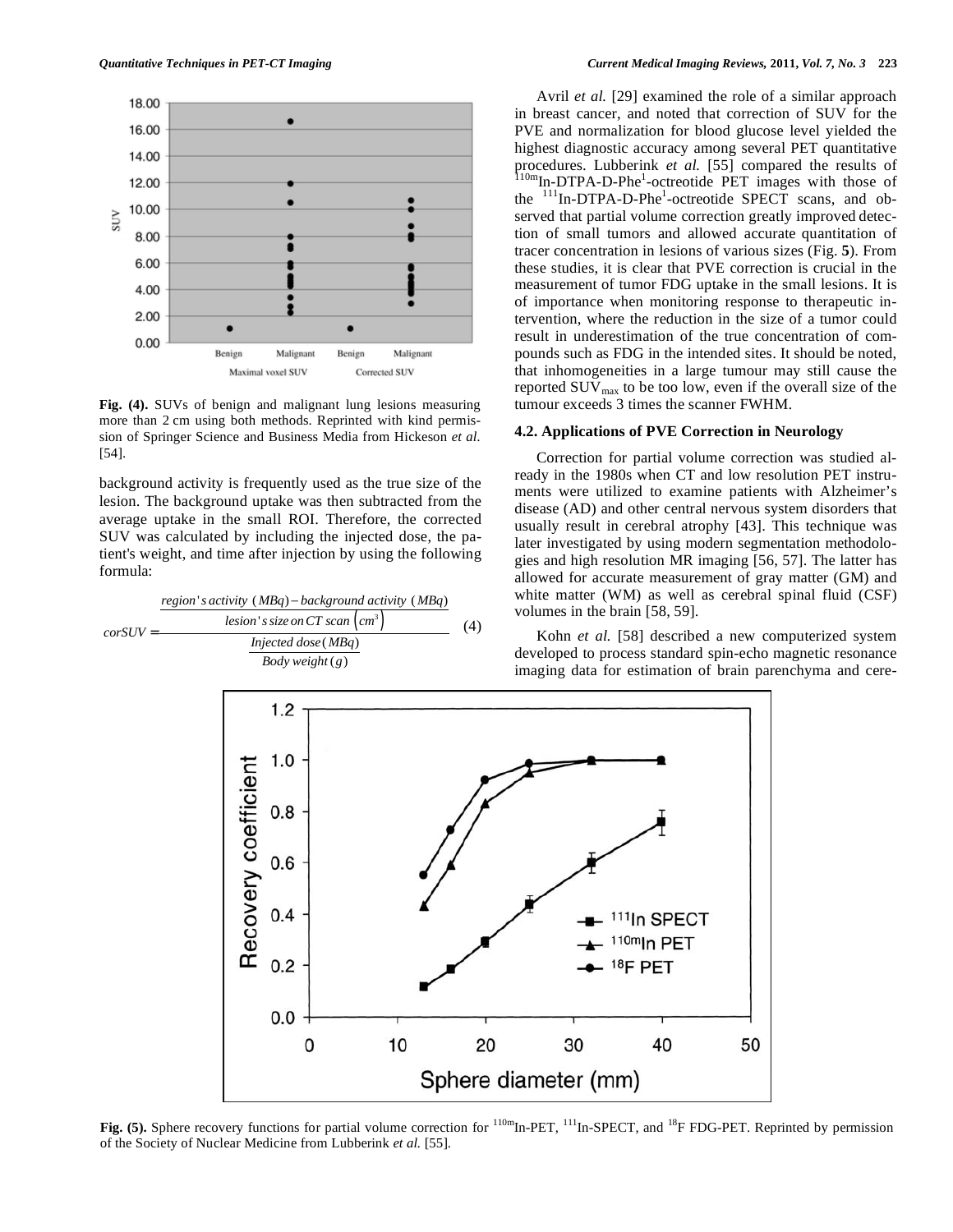Fig. (4). SUVs of benign and malignant lung lesions measuring more than 2 cm using both methods. Reprinted with kind permission of Springer Science and Business Media from Hickeson *et al.* [54].

background activity is frequently used as the true size of the lesion. The background uptake was then subtracted from the average uptake in the small ROI. Therefore, the corrected SUV was calculated by including the injected dose, the patient's weight, and time after injection by using the following formula:

$$corSUV = \frac{\dfrac{region's\ activity\ (MBq) - background\ activity\ (MBq)}{lesion's\ size\ on\ CT\ scan\ \left(cm^3\right)}}{\dfrac{Injected\ dose\ (MBq)}{Body\ weight\ (g)}} \tag{4}$$

Avril *et al.* [29] examined the role of a similar approach in breast cancer, and noted that correction of SUV for the PVE and normalization for blood glucose level yielded the highest diagnostic accuracy among several PET quantitative procedures. Lubberink *et al.* [55] compared the results of $^{110m}$In-DTPA-D-Phe$^{1}$-octreotide PET images with those of the $^{111}$In-DTPA-D-Phe$^{1}$-octreotide SPECT scans, and observed that partial volume correction greatly improved detection of small tumors and allowed accurate quantitation of tracer concentration in lesions of various sizes (Fig. **5**). From these studies, it is clear that PVE correction is crucial in the measurement of tumor FDG uptake in the small lesions. It is of importance when monitoring response to therapeutic intervention, where the reduction in the size of a tumor could result in underestimation of the true concentration of compounds such as FDG in the intended sites. It should be noted, that inhomogeneities in a large tumour may still cause the reported $SUV_{max}$ to be too low, even if the overall size of the tumour exceeds 3 times the scanner FWHM.

### 4.2. Applications of PVE Correction in Neurology

Correction for partial volume correction was studied already in the 1980s when CT and low resolution PET instruments were utilized to examine patients with Alzheimer's disease (AD) and other central nervous system disorders that usually result in cerebral atrophy [43]. This technique was later investigated by using modern segmentation methodologies and high resolution MR imaging [56, 57]. The latter has allowed for accurate measurement of gray matter (GM) and white matter (WM) as well as cerebral spinal fluid (CSF) volumes in the brain [58, 59].

Kohn *et al.* [58] described a new computerized system developed to process standard spin-echo magnetic resonance imaging data for estimation of brain parenchyma and cere-

Fig. (5). Sphere recovery functions for partial volume correction for $^{110m}$In-PET, $^{111}$In-SPECT, and $^{18}$F FDG-PET. Reprinted by permission of the Society of Nuclear Medicine from Lubberink *et al.* [55].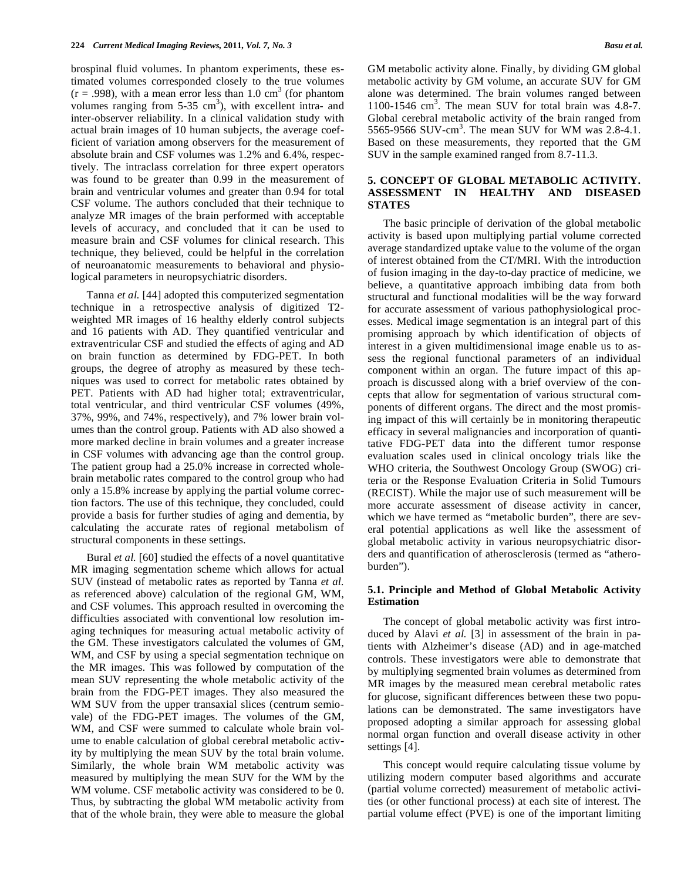brospinal fluid volumes. In phantom experiments, these estimated volumes corresponded closely to the true volumes ($r = .998$), with a mean error less than 1.0 $cm^3$ (for phantom volumes ranging from 5-35 $cm^3$), with excellent intra- and inter-observer reliability. In a clinical validation study with actual brain images of 10 human subjects, the average coefficient of variation among observers for the measurement of absolute brain and CSF volumes was 1.2% and 6.4%, respectively. The intraclass correlation for three expert operators was found to be greater than 0.99 in the measurement of brain and ventricular volumes and greater than 0.94 for total CSF volume. The authors concluded that their technique to analyze MR images of the brain performed with acceptable levels of accuracy, and concluded that it can be used to measure brain and CSF volumes for clinical research. This technique, they believed, could be helpful in the correlation of neuroanatomic measurements to behavioral and physiological parameters in neuropsychiatric disorders.

Tanna *et al.* [44] adopted this computerized segmentation technique in a retrospective analysis of digitized T2-weighted MR images of 16 healthy elderly control subjects and 16 patients with AD. They quantified ventricular and extraventricular CSF and studied the effects of aging and AD on brain function as determined by FDG-PET. In both groups, the degree of atrophy as measured by these techniques was used to correct for metabolic rates obtained by PET. Patients with AD had higher total; extraventricular, total ventricular, and third ventricular CSF volumes (49%, 37%, 99%, and 74%, respectively), and 7% lower brain volumes than the control group. Patients with AD also showed a more marked decline in brain volumes and a greater increase in CSF volumes with advancing age than the control group. The patient group had a 25.0% increase in corrected whole-brain metabolic rates compared to the control group who had only a 15.8% increase by applying the partial volume correction factors. The use of this technique, they concluded, could provide a basis for further studies of aging and dementia, by calculating the accurate rates of regional metabolism of structural components in these settings.

Bural *et al.* [60] studied the effects of a novel quantitative MR imaging segmentation scheme which allows for actual SUV (instead of metabolic rates as reported by Tanna *et al.* as referenced above) calculation of the regional GM, WM, and CSF volumes. This approach resulted in overcoming the difficulties associated with conventional low resolution imaging techniques for measuring actual metabolic activity of the GM. These investigators calculated the volumes of GM, WM, and CSF by using a special segmentation technique on the MR images. This was followed by computation of the mean SUV representing the whole metabolic activity of the brain from the FDG-PET images. They also measured the WM SUV from the upper transaxial slices (centrum semiovale) of the FDG-PET images. The volumes of the GM, WM, and CSF were summed to calculate whole brain volume to enable calculation of global cerebral metabolic activity by multiplying the mean SUV by the total brain volume. Similarly, the whole brain WM metabolic activity was measured by multiplying the mean SUV for the WM by the WM volume. CSF metabolic activity was considered to be 0. Thus, by subtracting the global WM metabolic activity from that of the whole brain, they were able to measure the global GM metabolic activity alone. Finally, by dividing GM global metabolic activity by GM volume, an accurate SUV for GM alone was determined. The brain volumes ranged between 1100-1546 $cm^3$. The mean SUV for total brain was 4.8-7. Global cerebral metabolic activity of the brain ranged from 5565-9566 SUV-$cm^3$. The mean SUV for WM was 2.8-4.1. Based on these measurements, they reported that the GM SUV in the sample examined ranged from 8.7-11.3.

## 5. CONCEPT OF GLOBAL METABOLIC ACTIVITY. ASSESSMENT IN HEALTHY AND DISEASED STATES

The basic principle of derivation of the global metabolic activity is based upon multiplying partial volume corrected average standardized uptake value to the volume of the organ of interest obtained from the CT/MRI. With the introduction of fusion imaging in the day-to-day practice of medicine, we believe, a quantitative approach imbibing data from both structural and functional modalities will be the way forward for accurate assessment of various pathophysiological processes. Medical image segmentation is an integral part of this promising approach by which identification of objects of interest in a given multidimensional image enable us to assess the regional functional parameters of an individual component within an organ. The future impact of this approach is discussed along with a brief overview of the concepts that allow for segmentation of various structural components of different organs. The direct and the most promising impact of this will certainly be in monitoring therapeutic efficacy in several malignancies and incorporation of quantitative FDG-PET data into the different tumor response evaluation scales used in clinical oncology trials like the WHO criteria, the Southwest Oncology Group (SWOG) criteria or the Response Evaluation Criteria in Solid Tumours (RECIST). While the major use of such measurement will be more accurate assessment of disease activity in cancer, which we have termed as "metabolic burden", there are several potential applications as well like the assessment of global metabolic activity in various neuropsychiatric disorders and quantification of atherosclerosis (termed as "atheroburden").

### 5.1. Principle and Method of Global Metabolic Activity Estimation

The concept of global metabolic activity was first introduced by Alavi *et al.* [3] in assessment of the brain in patients with Alzheimer's disease (AD) and in age-matched controls. These investigators were able to demonstrate that by multiplying segmented brain volumes as determined from MR images by the measured mean cerebral metabolic rates for glucose, significant differences between these two populations can be demonstrated. The same investigators have proposed adopting a similar approach for assessing global normal organ function and overall disease activity in other settings [4].

This concept would require calculating tissue volume by utilizing modern computer based algorithms and accurate (partial volume corrected) measurement of metabolic activities (or other functional process) at each site of interest. The partial volume effect (PVE) is one of the important limiting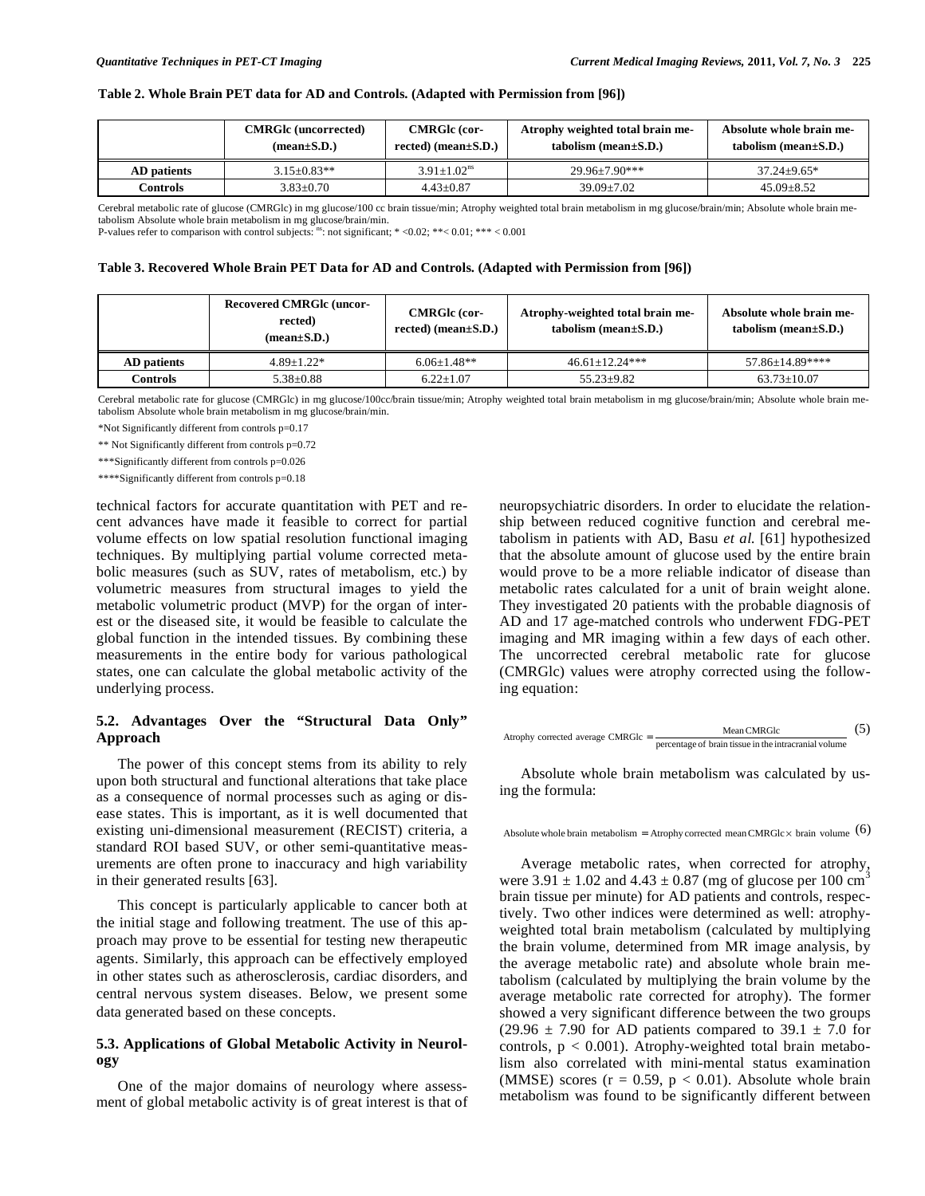**Table 2. Whole Brain PET data for AD and Controls. (Adapted with Permission from [96])**

| | CMRGlc (uncorrected) (mean±S.D.) | CMRGlc (corrected) (mean±S.D.) | Atrophy weighted total brain metabolism (mean±S.D.) | Absolute whole brain metabolism (mean±S.D.) |
|---|---|---|---|---|
| **AD patients** | 3.15±0.83** | 3.91±1.02$^{ns}$ | 29.96±7.90*** | 37.24±9.65* |
| **Controls** | 3.83±0.70 | 4.43±0.87 | 39.09±7.02 | 45.09±8.52 |

Cerebral metabolic rate of glucose (CMRGlc) in mg glucose/100 cc brain tissue/min; Atrophy weighted total brain metabolism in mg glucose/brain/min; Absolute whole brain metabolism Absolute whole brain metabolism in mg glucose/brain/min.
P-values refer to comparison with control subjects: $^{ns}$: not significant; * <0.02; **< 0.01; *** < 0.001

**Table 3. Recovered Whole Brain PET Data for AD and Controls. (Adapted with Permission from [96])**

| | Recovered CMRGlc (uncorrected) (mean±S.D.) | CMRGlc (corrected) (mean±S.D.) | Atrophy-weighted total brain metabolism (mean±S.D.) | Absolute whole brain metabolism (mean±S.D.) |
|---|---|---|---|---|
| **AD patients** | 4.89±1.22* | 6.06±1.48** | 46.61±12.24*** | 57.86±14.89**** |
| **Controls** | 5.38±0.88 | 6.22±1.07 | 55.23±9.82 | 63.73±10.07 |

Cerebral metabolic rate for glucose (CMRGlc) in mg glucose/100cc/brain tissue/min; Atrophy weighted total brain metabolism in mg glucose/brain/min; Absolute whole brain metabolism Absolute whole brain metabolism in mg glucose/brain/min.

*Not Significantly different from controls p=0.17

** Not Significantly different from controls p=0.72

***Significantly different from controls p=0.026

****Significantly different from controls p=0.18

technical factors for accurate quantitation with PET and recent advances have made it feasible to correct for partial volume effects on low spatial resolution functional imaging techniques. By multiplying partial volume corrected metabolic measures (such as SUV, rates of metabolism, etc.) by volumetric measures from structural images to yield the metabolic volumetric product (MVP) for the organ of interest or the diseased site, it would be feasible to calculate the global function in the intended tissues. By combining these measurements in the entire body for various pathological states, one can calculate the global metabolic activity of the underlying process.

### 5.2. Advantages Over the "Structural Data Only" Approach

The power of this concept stems from its ability to rely upon both structural and functional alterations that take place as a consequence of normal processes such as aging or disease states. This is important, as it is well documented that existing uni-dimensional measurement (RECIST) criteria, a standard ROI based SUV, or other semi-quantitative measurements are often prone to inaccuracy and high variability in their generated results [63].

This concept is particularly applicable to cancer both at the initial stage and following treatment. The use of this approach may prove to be essential for testing new therapeutic agents. Similarly, this approach can be effectively employed in other states such as atherosclerosis, cardiac disorders, and central nervous system diseases. Below, we present some data generated based on these concepts.

### 5.3. Applications of Global Metabolic Activity in Neurology

One of the major domains of neurology where assessment of global metabolic activity is of great interest is that of neuropsychiatric disorders. In order to elucidate the relationship between reduced cognitive function and cerebral metabolism in patients with AD, Basu *et al.* [61] hypothesized that the absolute amount of glucose used by the entire brain would prove to be a more reliable indicator of disease than metabolic rates calculated for a unit of brain weight alone. They investigated 20 patients with the probable diagnosis of AD and 17 age-matched controls who underwent FDG-PET imaging and MR imaging within a few days of each other. The uncorrected cerebral metabolic rate for glucose (CMRGlc) values were atrophy corrected using the following equation:

$$\text{Atrophy corrected average CMRGlc} = \frac{\text{Mean CMRGlc}}{\text{percentage of brain tissue in the intracranial volume}} \quad (5)$$

Absolute whole brain metabolism was calculated by using the formula:

$$\text{Absolute whole brain metabolism} = \text{Atrophy corrected mean CMRGlc} \times \text{brain volume} \quad (6)$$

Average metabolic rates, when corrected for atrophy, were $3.91 \pm 1.02$ and $4.43 \pm 0.87$ (mg of glucose per 100 $cm^3$ brain tissue per minute) for AD patients and controls, respectively. Two other indices were determined as well: atrophy-weighted total brain metabolism (calculated by multiplying the brain volume, determined from MR image analysis, by the average metabolic rate) and absolute whole brain metabolism (calculated by multiplying the brain volume by the average metabolic rate corrected for atrophy). The former showed a very significant difference between the two groups ($29.96 \pm 7.90$ for AD patients compared to $39.1 \pm 7.0$ for controls, $p < 0.001$). Atrophy-weighted total brain metabolism also correlated with mini-mental status examination (MMSE) scores ($r = 0.59$, $p < 0.01$). Absolute whole brain metabolism was found to be significantly different between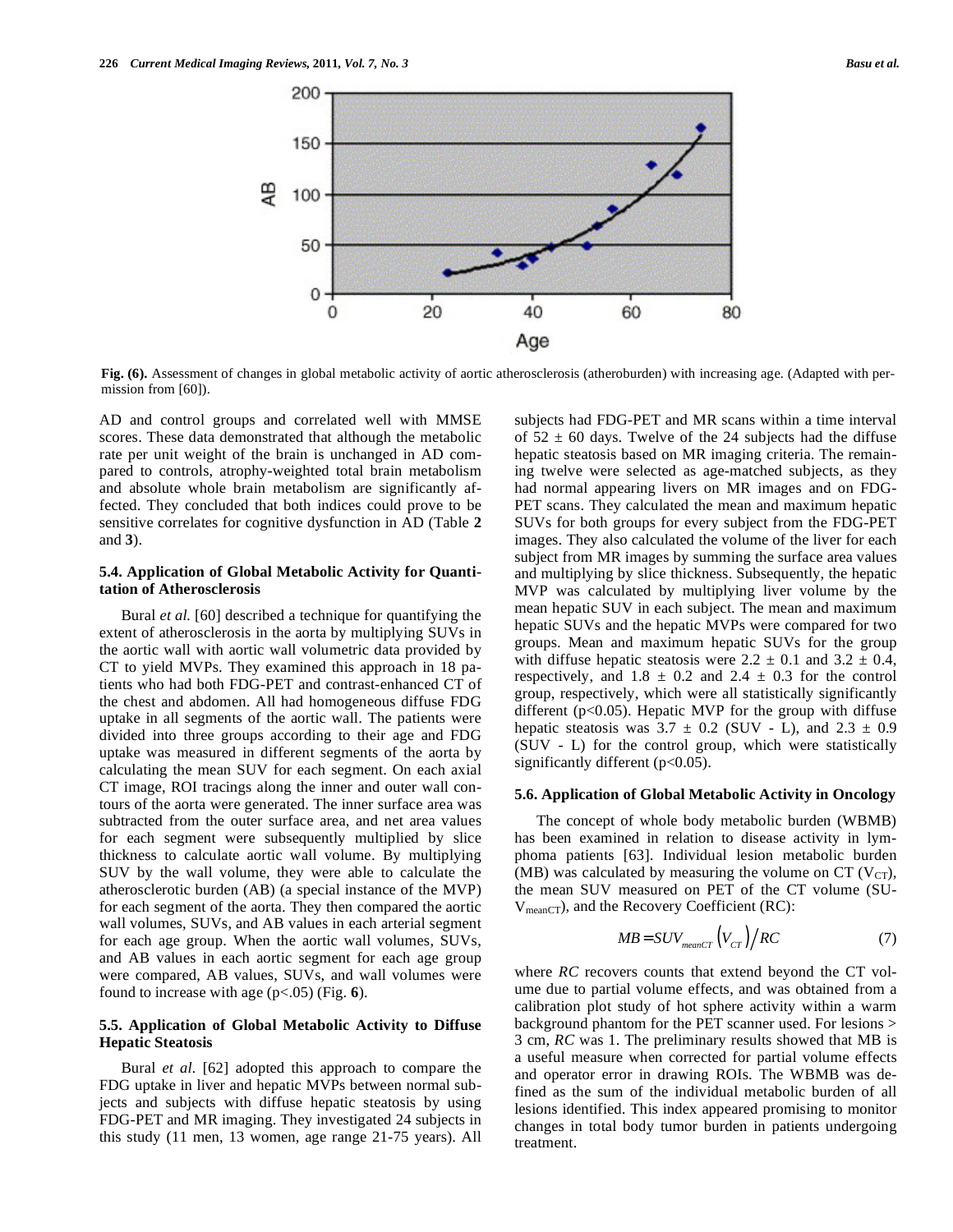**Fig. (6).** Assessment of changes in global metabolic activity of aortic atherosclerosis (atheroburden) with increasing age. (Adapted with permission from [60]).

AD and control groups and correlated well with MMSE scores. These data demonstrated that although the metabolic rate per unit weight of the brain is unchanged in AD compared to controls, atrophy-weighted total brain metabolism and absolute whole brain metabolism are significantly affected. They concluded that both indices could prove to be sensitive correlates for cognitive dysfunction in AD (Table **2** and **3**).

### 5.4. Application of Global Metabolic Activity for Quantitation of Atherosclerosis

Bural *et al.* [60] described a technique for quantifying the extent of atherosclerosis in the aorta by multiplying SUVs in the aortic wall with aortic wall volumetric data provided by CT to yield MVPs. They examined this approach in 18 patients who had both FDG-PET and contrast-enhanced CT of the chest and abdomen. All had homogeneous diffuse FDG uptake in all segments of the aortic wall. The patients were divided into three groups according to their age and FDG uptake was measured in different segments of the aorta by calculating the mean SUV for each segment. On each axial CT image, ROI tracings along the inner and outer wall contours of the aorta were generated. The inner surface area was subtracted from the outer surface area, and net area values for each segment were subsequently multiplied by slice thickness to calculate aortic wall volume. By multiplying SUV by the wall volume, they were able to calculate the atherosclerotic burden (AB) (a special instance of the MVP) for each segment of the aorta. They then compared the aortic wall volumes, SUVs, and AB values in each arterial segment for each age group. When the aortic wall volumes, SUVs, and AB values in each aortic segment for each age group were compared, AB values, SUVs, and wall volumes were found to increase with age ($p<.05$) (Fig. **6**).

### 5.5. Application of Global Metabolic Activity to Diffuse Hepatic Steatosis

Bural *et al.* [62] adopted this approach to compare the FDG uptake in liver and hepatic MVPs between normal subjects and subjects with diffuse hepatic steatosis by using FDG-PET and MR imaging. They investigated 24 subjects in this study (11 men, 13 women, age range 21-75 years). All subjects had FDG-PET and MR scans within a time interval of $52 \pm 60$ days. Twelve of the 24 subjects had the diffuse hepatic steatosis based on MR imaging criteria. The remaining twelve were selected as age-matched subjects, as they had normal appearing livers on MR images and on FDG-PET scans. They calculated the mean and maximum hepatic SUVs for both groups for every subject from the FDG-PET images. They also calculated the volume of the liver for each subject from MR images by summing the surface area values and multiplying by slice thickness. Subsequently, the hepatic MVP was calculated by multiplying liver volume by the mean hepatic SUV in each subject. The mean and maximum hepatic SUVs and the hepatic MVPs were compared for two groups. Mean and maximum hepatic SUVs for the group with diffuse hepatic steatosis were $2.2 \pm 0.1$ and $3.2 \pm 0.4$, respectively, and $1.8 \pm 0.2$ and $2.4 \pm 0.3$ for the control group, respectively, which were all statistically significantly different ($p<0.05$). Hepatic MVP for the group with diffuse hepatic steatosis was $3.7 \pm 0.2$ (SUV - L), and $2.3 \pm 0.9$ (SUV - L) for the control group, which were statistically significantly different ($p<0.05$).

### 5.6. Application of Global Metabolic Activity in Oncology

The concept of whole body metabolic burden (WBMB) has been examined in relation to disease activity in lymphoma patients [63]. Individual lesion metabolic burden (MB) was calculated by measuring the volume on CT ($V_{CT}$), the mean SUV measured on PET of the CT volume ($SUV_{meanCT}$), and the Recovery Coefficient (RC):

$$MB = SUV_{meanCT}\left(V_{CT}\right)/RC \tag{7}$$

where *RC* recovers counts that extend beyond the CT volume due to partial volume effects, and was obtained from a calibration plot study of hot sphere activity within a warm background phantom for the PET scanner used. For lesions > 3 cm, *RC* was 1. The preliminary results showed that MB is a useful measure when corrected for partial volume effects and operator error in drawing ROIs. The WBMB was defined as the sum of the individual metabolic burden of all lesions identified. This index appeared promising to monitor changes in total body tumor burden in patients undergoing treatment.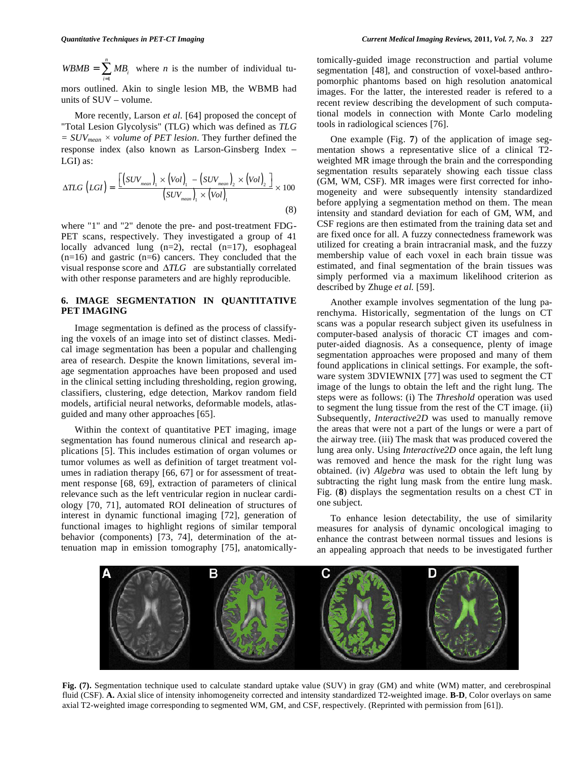$WBMB = \sum_{i=1}^{n} MB_i$ where $n$ is the number of individual tumors outlined. Akin to single lesion MB, the WBMB had units of SUV – volume.

More recently, Larson *et al*. [64] proposed the concept of "Total Lesion Glycolysis" (TLG) which was defined as $TLG = SUV_{mean} \times$ *volume of PET lesion*. They further defined the response index (also known as Larson-Ginsberg Index – LGI) as:

$$\Delta TLG\ (LGI) = \frac{\left[ \left(SUV_{mean}\right)_1 \times \left(Vol\right)_1 - \left(SUV_{mean}\right)_2 \times \left(Vol\right)_2 \right]}{\left(SUV_{mean}\right)_1 \times \left(Vol\right)_1} \times 100 \tag{8}$$

where "1" and "2" denote the pre- and post-treatment FDG-PET scans, respectively. They investigated a group of 41 locally advanced lung (n=2), rectal (n=17), esophageal (n=16) and gastric (n=6) cancers. They concluded that the visual response score and $\Delta TLG$ are substantially correlated with other response parameters and are highly reproducible.

## 6. IMAGE SEGMENTATION IN QUANTITATIVE PET IMAGING

Image segmentation is defined as the process of classifying the voxels of an image into set of distinct classes. Medical image segmentation has been a popular and challenging area of research. Despite the known limitations, several image segmentation approaches have been proposed and used in the clinical setting including thresholding, region growing, classifiers, clustering, edge detection, Markov random field models, artificial neural networks, deformable models, atlas-guided and many other approaches [65].

Within the context of quantitative PET imaging, image segmentation has found numerous clinical and research applications [5]. This includes estimation of organ volumes or tumor volumes as well as definition of target treatment volumes in radiation therapy [66, 67] or for assessment of treatment response [68, 69], extraction of parameters of clinical relevance such as the left ventricular region in nuclear cardiology [70, 71], automated ROI delineation of structures of interest in dynamic functional imaging [72], generation of functional images to highlight regions of similar temporal behavior (components) [73, 74], determination of the attenuation map in emission tomography [75], anatomically-guided image reconstruction and partial volume segmentation [48], and construction of voxel-based anthropomorphic phantoms based on high resolution anatomical images. For the latter, the interested reader is refered to a recent review describing the development of such computational models in connection with Monte Carlo modeling tools in radiological sciences [76].

One example (Fig. **7**) of the application of image segmentation shows a representative slice of a clinical T2-weighted MR image through the brain and the corresponding segmentation results separately showing each tissue class (GM, WM, CSF). MR images were first corrected for inhomogeneity and were subsequently intensity standardized before applying a segmentation method on them. The mean intensity and standard deviation for each of GM, WM, and CSF regions are then estimated from the training data set and are fixed once for all. A fuzzy connectedness framework was utilized for creating a brain intracranial mask, and the fuzzy membership value of each voxel in each brain tissue was estimated, and final segmentation of the brain tissues was simply performed via a maximum likelihood criterion as described by Zhuge *et al.* [59].

Another example involves segmentation of the lung parenchyma. Historically, segmentation of the lungs on CT scans was a popular research subject given its usefulness in computer-based analysis of thoracic CT images and computer-aided diagnosis. As a consequence, plenty of image segmentation approaches were proposed and many of them found applications in clinical settings. For example, the software system 3DVIEWNIX [77] was used to segment the CT image of the lungs to obtain the left and the right lung. The steps were as follows: (i) The *Threshold* operation was used to segment the lung tissue from the rest of the CT image. (ii) Subsequently, *Interactive2D* was used to manually remove the areas that were not a part of the lungs or were a part of the airway tree. (iii) The mask that was produced covered the lung area only. Using *Interactive2D* once again, the left lung was removed and hence the mask for the right lung was obtained. (iv) *Algebra* was used to obtain the left lung by subtracting the right lung mask from the entire lung mask. Fig. (**8**) displays the segmentation results on a chest CT in one subject.

To enhance lesion detectability, the use of similarity measures for analysis of dynamic oncological imaging to enhance the contrast between normal tissues and lesions is an appealing approach that needs to be investigated further

**Fig. (7).** Segmentation technique used to calculate standard uptake value (SUV) in gray (GM) and white (WM) matter, and cerebrospinal fluid (CSF). **A.** Axial slice of intensity inhomogeneity corrected and intensity standardized T2-weighted image. **B-D**, Color overlays on same axial T2-weighted image corresponding to segmented WM, GM, and CSF, respectively. (Reprinted with permission from [61]).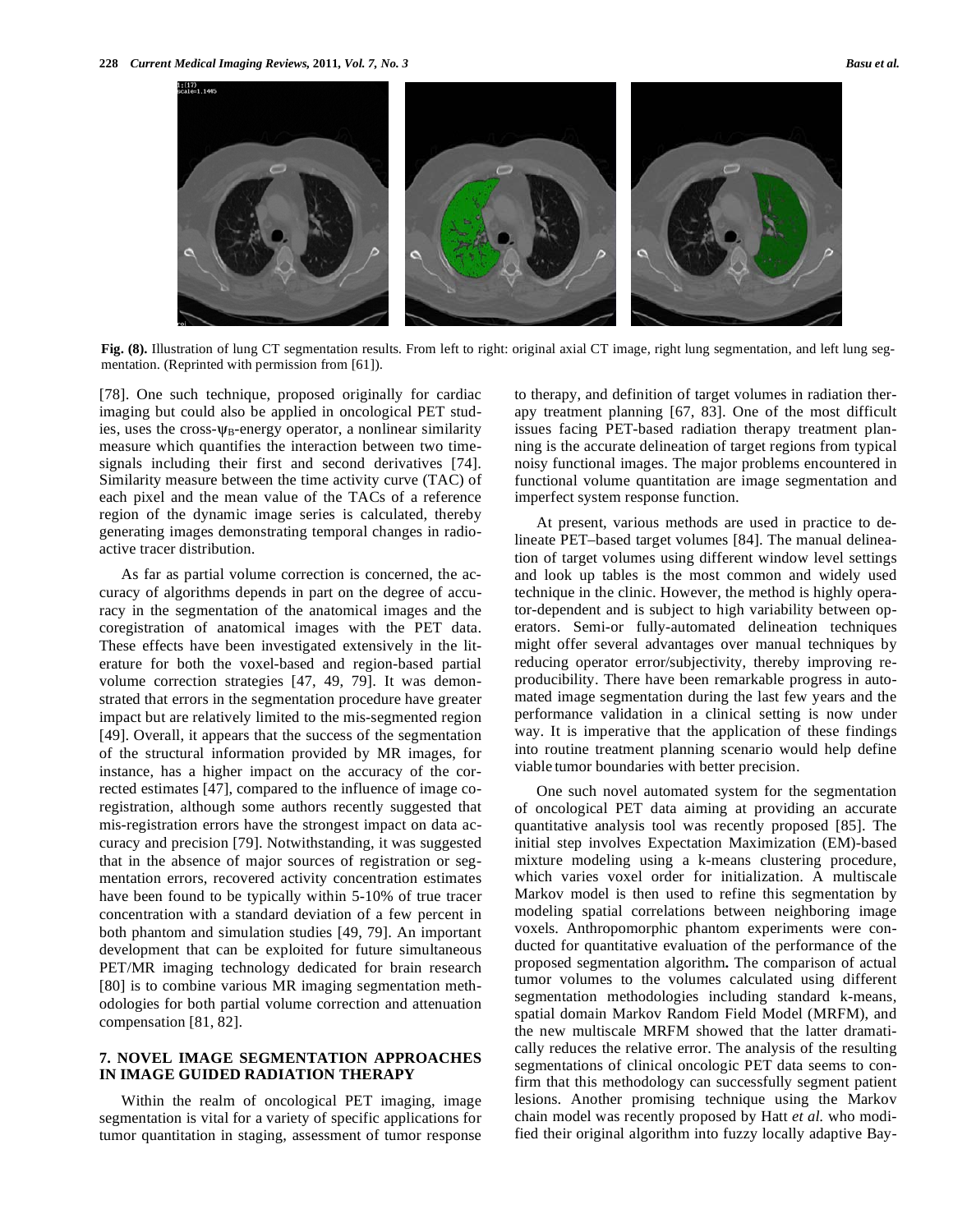Fig. (8). Illustration of lung CT segmentation results. From left to right: original axial CT image, right lung segmentation, and left lung segmentation. (Reprinted with permission from [61]).

[78]. One such technique, proposed originally for cardiac imaging but could also be applied in oncological PET studies, uses the cross-$\psi_B$-energy operator, a nonlinear similarity measure which quantifies the interaction between two time-signals including their first and second derivatives [74]. Similarity measure between the time activity curve (TAC) of each pixel and the mean value of the TACs of a reference region of the dynamic image series is calculated, thereby generating images demonstrating temporal changes in radioactive tracer distribution.

As far as partial volume correction is concerned, the accuracy of algorithms depends in part on the degree of accuracy in the segmentation of the anatomical images and the coregistration of anatomical images with the PET data. These effects have been investigated extensively in the literature for both the voxel-based and region-based partial volume correction strategies [47, 49, 79]. It was demonstrated that errors in the segmentation procedure have greater impact but are relatively limited to the mis-segmented region [49]. Overall, it appears that the success of the segmentation of the structural information provided by MR images, for instance, has a higher impact on the accuracy of the corrected estimates [47], compared to the influence of image coregistration, although some authors recently suggested that mis-registration errors have the strongest impact on data accuracy and precision [79]. Notwithstanding, it was suggested that in the absence of major sources of registration or segmentation errors, recovered activity concentration estimates have been found to be typically within 5-10% of true tracer concentration with a standard deviation of a few percent in both phantom and simulation studies [49, 79]. An important development that can be exploited for future simultaneous PET/MR imaging technology dedicated for brain research [80] is to combine various MR imaging segmentation methodologies for both partial volume correction and attenuation compensation [81, 82].

## 7. NOVEL IMAGE SEGMENTATION APPROACHES IN IMAGE GUIDED RADIATION THERAPY

Within the realm of oncological PET imaging, image segmentation is vital for a variety of specific applications for tumor quantitation in staging, assessment of tumor response to therapy, and definition of target volumes in radiation therapy treatment planning [67, 83]. One of the most difficult issues facing PET-based radiation therapy treatment planning is the accurate delineation of target regions from typical noisy functional images. The major problems encountered in functional volume quantitation are image segmentation and imperfect system response function.

At present, various methods are used in practice to delineate PET–based target volumes [84]. The manual delineation of target volumes using different window level settings and look up tables is the most common and widely used technique in the clinic. However, the method is highly operator-dependent and is subject to high variability between operators. Semi-or fully-automated delineation techniques might offer several advantages over manual techniques by reducing operator error/subjectivity, thereby improving reproducibility. There have been remarkable progress in automated image segmentation during the last few years and the performance validation in a clinical setting is now under way. It is imperative that the application of these findings into routine treatment planning scenario would help define viable tumor boundaries with better precision.

One such novel automated system for the segmentation of oncological PET data aiming at providing an accurate quantitative analysis tool was recently proposed [85]. The initial step involves Expectation Maximization (EM)-based mixture modeling using a k-means clustering procedure, which varies voxel order for initialization. A multiscale Markov model is then used to refine this segmentation by modeling spatial correlations between neighboring image voxels. Anthropomorphic phantom experiments were conducted for quantitative evaluation of the performance of the proposed segmentation algorithm**.** The comparison of actual tumor volumes to the volumes calculated using different segmentation methodologies including standard k-means, spatial domain Markov Random Field Model (MRFM), and the new multiscale MRFM showed that the latter dramatically reduces the relative error. The analysis of the resulting segmentations of clinical oncologic PET data seems to confirm that this methodology can successfully segment patient lesions. Another promising technique using the Markov chain model was recently proposed by Hatt *et al.* who modified their original algorithm into fuzzy locally adaptive Bay-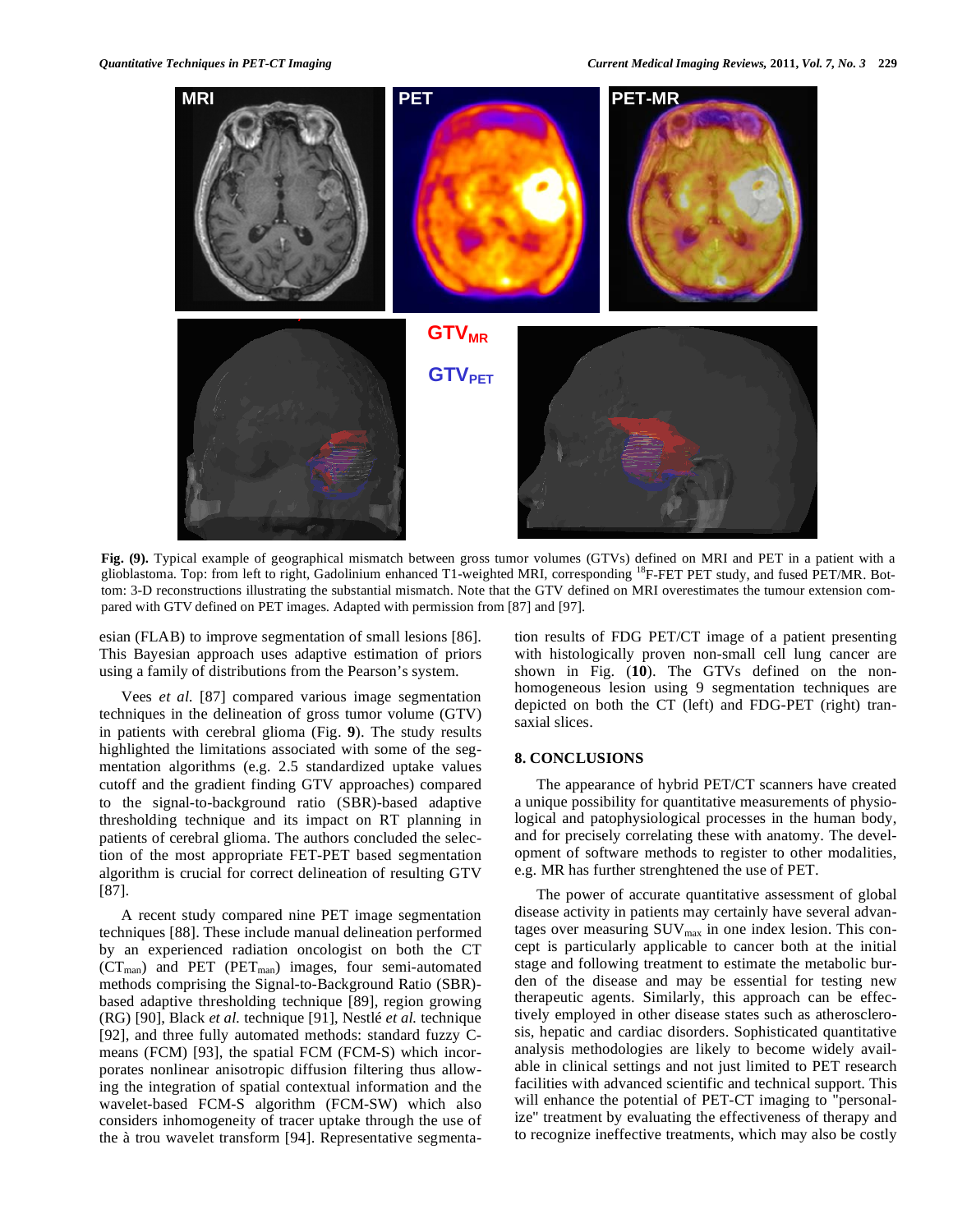**Fig. (9).** Typical example of geographical mismatch between gross tumor volumes (GTVs) defined on MRI and PET in a patient with a glioblastoma. Top: from left to right, Gadolinium enhanced T1-weighted MRI, corresponding [18]F-FET PET study, and fused PET/MR. Bottom: 3-D reconstructions illustrating the substantial mismatch. Note that the GTV defined on MRI overestimates the tumour extension compared with GTV defined on PET images. Adapted with permission from [87] and [97].

esian (FLAB) to improve segmentation of small lesions [86]. This Bayesian approach uses adaptive estimation of priors using a family of distributions from the Pearson's system.

Vees *et al.* [87] compared various image segmentation techniques in the delineation of gross tumor volume (GTV) in patients with cerebral glioma (Fig. **9**). The study results highlighted the limitations associated with some of the segmentation algorithms (e.g. 2.5 standardized uptake values cutoff and the gradient finding GTV approaches) compared to the signal-to-background ratio (SBR)-based adaptive thresholding technique and its impact on RT planning in patients of cerebral glioma. The authors concluded the selection of the most appropriate FET-PET based segmentation algorithm is crucial for correct delineation of resulting GTV [87].

A recent study compared nine PET image segmentation techniques [88]. These include manual delineation performed by an experienced radiation oncologist on both the CT ($CT_{man}$) and PET ($PET_{man}$) images, four semi-automated methods comprising the Signal-to-Background Ratio (SBR)-based adaptive thresholding technique [89], region growing (RG) [90], Black *et al.* technique [91], Nestlé *et al.* technique [92], and three fully automated methods: standard fuzzy C-means (FCM) [93], the spatial FCM (FCM-S) which incorporates nonlinear anisotropic diffusion filtering thus allowing the integration of spatial contextual information and the wavelet-based FCM-S algorithm (FCM-SW) which also considers inhomogeneity of tracer uptake through the use of the à trou wavelet transform [94]. Representative segmentation results of FDG PET/CT image of a patient presenting with histologically proven non-small cell lung cancer are shown in Fig. (**10**). The GTVs defined on the non-homogeneous lesion using 9 segmentation techniques are depicted on both the CT (left) and FDG-PET (right) transaxial slices.

## 8. CONCLUSIONS

The appearance of hybrid PET/CT scanners have created a unique possibility for quantitative measurements of physiological and patophysiological processes in the human body, and for precisely correlating these with anatomy. The development of software methods to register to other modalities, e.g. MR has further strenghtened the use of PET.

The power of accurate quantitative assessment of global disease activity in patients may certainly have several advantages over measuring $SUV_{max}$ in one index lesion. This concept is particularly applicable to cancer both at the initial stage and following treatment to estimate the metabolic burden of the disease and may be essential for testing new therapeutic agents. Similarly, this approach can be effectively employed in other disease states such as atherosclerosis, hepatic and cardiac disorders. Sophisticated quantitative analysis methodologies are likely to become widely available in clinical settings and not just limited to PET research facilities with advanced scientific and technical support. This will enhance the potential of PET-CT imaging to "personalize" treatment by evaluating the effectiveness of therapy and to recognize ineffective treatments, which may also be costly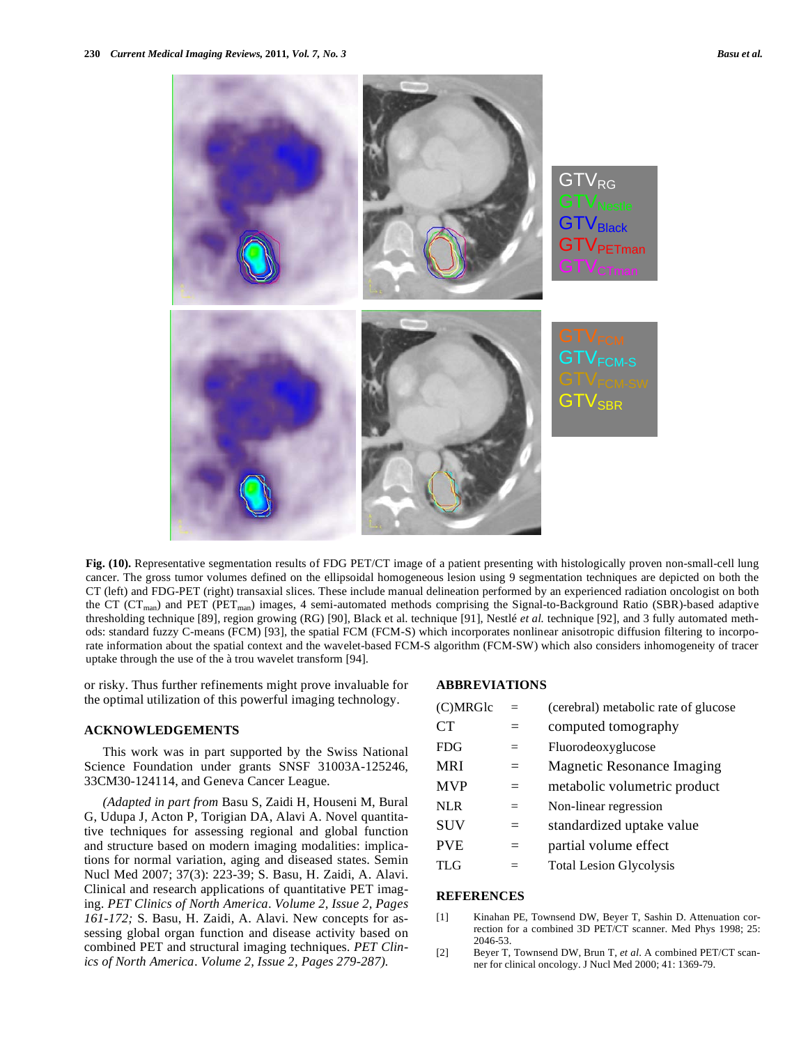**Fig. (10).** Representative segmentation results of FDG PET/CT image of a patient presenting with histologically proven non-small-cell lung cancer. The gross tumor volumes defined on the ellipsoidal homogeneous lesion using 9 segmentation techniques are depicted on both the CT (left) and FDG-PET (right) transaxial slices. These include manual delineation performed by an experienced radiation oncologist on both the CT ($CT_{man}$) and PET ($PET_{man}$) images, 4 semi-automated methods comprising the Signal-to-Background Ratio (SBR)-based adaptive thresholding technique [89], region growing (RG) [90], Black et al. technique [91], Nestlé *et al.* technique [92], and 3 fully automated methods: standard fuzzy C-means (FCM) [93], the spatial FCM (FCM-S) which incorporates nonlinear anisotropic diffusion filtering to incorporate information about the spatial context and the wavelet-based FCM-S algorithm (FCM-SW) which also considers inhomogeneity of tracer uptake through the use of the à trou wavelet transform [94].

or risky. Thus further refinements might prove invaluable for the optimal utilization of this powerful imaging technology.

## ACKNOWLEDGEMENTS

This work was in part supported by the Swiss National Science Foundation under grants SNSF 31003A-125246, 33CM30-124114, and Geneva Cancer League.

*(Adapted in part from* Basu S, Zaidi H, Houseni M, Bural G, Udupa J, Acton P, Torigian DA, Alavi A. Novel quantitative techniques for assessing regional and global function and structure based on modern imaging modalities: implications for normal variation, aging and diseased states. Semin Nucl Med 2007; 37(3): 223-39; S. Basu, H. Zaidi, A. Alavi. Clinical and research applications of quantitative PET imaging. *PET Clinics of North America*. *Volume 2, Issue 2, Pages 161-172;* S. Basu, H. Zaidi, A. Alavi. New concepts for assessing global organ function and disease activity based on combined PET and structural imaging techniques. *PET Clinics of North America*. *Volume 2, Issue 2, Pages 279-287).*

## ABBREVIATIONS

| | | |
|---|---|---|
| (C)MRGlc | = | (cerebral) metabolic rate of glucose |
| CT | = | computed tomography |
| FDG | = | Fluorodeoxyglucose |
| MRI | = | Magnetic Resonance Imaging |
| MVP | = | metabolic volumetric product |
| NLR | = | Non-linear regression |
| SUV | = | standardized uptake value |
| PVE | = | partial volume effect |
| TLG | = | Total Lesion Glycolysis |

## REFERENCES

[1] Kinahan PE, Townsend DW, Beyer T, Sashin D. Attenuation correction for a combined 3D PET/CT scanner. Med Phys 1998; 25: 2046-53.

[2] Beyer T, Townsend DW, Brun T, *et al*. A combined PET/CT scanner for clinical oncology. J Nucl Med 2000; 41: 1369-79.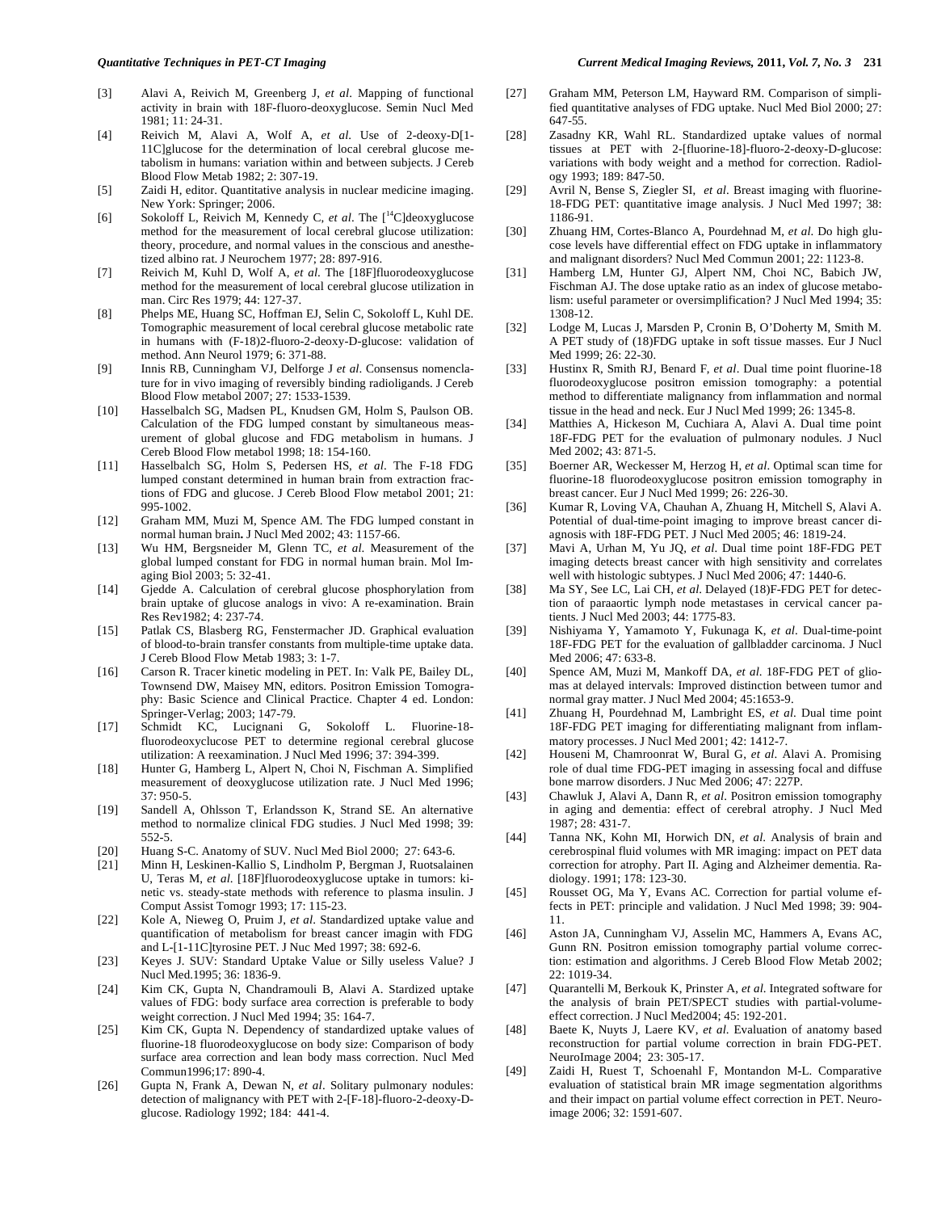[3] Alavi A, Reivich M, Greenberg J, *et al*. Mapping of functional activity in brain with 18F-fluoro-deoxyglucose. Semin Nucl Med 1981; 11: 24-31.

[4] Reivich M, Alavi A, Wolf A, *et al*. Use of 2-deoxy-D[1-11C]glucose for the determination of local cerebral glucose metabolism in humans: variation within and between subjects. J Cereb Blood Flow Metab 1982; 2: 307-19.

[5] Zaidi H, editor. Quantitative analysis in nuclear medicine imaging. New York: Springer; 2006.

[6] Sokoloff L, Reivich M, Kennedy C, *et al*. The [$^{14}$C]deoxyglucose method for the measurement of local cerebral glucose utilization: theory, procedure, and normal values in the conscious and anesthetized albino rat. J Neurochem 1977; 28: 897-916.

[7] Reivich M, Kuhl D, Wolf A, *et al*. The [18F]fluorodeoxyglucose method for the measurement of local cerebral glucose utilization in man. Circ Res 1979; 44: 127-37.

[8] Phelps ME, Huang SC, Hoffman EJ, Selin C, Sokoloff L, Kuhl DE. Tomographic measurement of local cerebral glucose metabolic rate in humans with (F-18)2-fluoro-2-deoxy-D-glucose: validation of method. Ann Neurol 1979; 6: 371-88.

[9] Innis RB, Cunningham VJ, Delforge J *et al*. Consensus nomenclature for in vivo imaging of reversibly binding radioligands. J Cereb Blood Flow metabol 2007; 27: 1533-1539.

[10] Hasselbalch SG, Madsen PL, Knudsen GM, Holm S, Paulson OB. Calculation of the FDG lumped constant by simultaneous measurement of global glucose and FDG metabolism in humans. J Cereb Blood Flow metabol 1998; 18: 154-160.

[11] Hasselbalch SG, Holm S, Pedersen HS, *et al*. The F-18 FDG lumped constant determined in human brain from extraction fractions of FDG and glucose. J Cereb Blood Flow metabol 2001; 21: 995-1002.

[12] Graham MM, Muzi M, Spence AM. The FDG lumped constant in normal human brain. J Nucl Med 2002; 43: 1157-66.

[13] Wu HM, Bergsneider M, Glenn TC, *et al*. Measurement of the global lumped constant for FDG in normal human brain. Mol Imaging Biol 2003; 5: 32-41.

[14] Gjedde A. Calculation of cerebral glucose phosphorylation from brain uptake of glucose analogs in vivo: A re-examination. Brain Res Rev1982; 4: 237-74.

[15] Patlak CS, Blasberg RG, Fenstermacher JD. Graphical evaluation of blood-to-brain transfer constants from multiple-time uptake data. J Cereb Blood Flow Metab 1983; 3: 1-7.

[16] Carson R. Tracer kinetic modeling in PET. In: Valk PE, Bailey DL, Townsend DW, Maisey MN, editors. Positron Emission Tomography: Basic Science and Clinical Practice. Chapter 4 ed. London: Springer-Verlag; 2003; 147-79.

[17] Schmidt KC, Lucignani G, Sokoloff L. Fluorine-18-fluorodeoxyclucose PET to determine regional cerebral glucose utilization: A reexamination. J Nucl Med 1996; 37: 394-399.

[18] Hunter G, Hamberg L, Alpert N, Choi N, Fischman A. Simplified measurement of deoxyglucose utilization rate. J Nucl Med 1996; 37: 950-5.

[19] Sandell A, Ohlsson T, Erlandsson K, Strand SE. An alternative method to normalize clinical FDG studies. J Nucl Med 1998; 39: 552-5.

[20] Huang S-C. Anatomy of SUV. Nucl Med Biol 2000; 27: 643-6.

[21] Minn H, Leskinen-Kallio S, Lindholm P, Bergman J, Ruotsalainen U, Teras M, *et al*. [18F]fluorodeoxyglucose uptake in tumors: kinetic vs. steady-state methods with reference to plasma insulin. J Comput Assist Tomogr 1993; 17: 115-23.

[22] Kole A, Nieweg O, Pruim J, *et al*. Standardized uptake value and quantification of metabolism for breast cancer imagin with FDG and L-[1-11C]tyrosine PET. J Nuc Med 1997; 38: 692-6.

[23] Keyes J. SUV: Standard Uptake Value or Silly useless Value? J Nucl Med.1995; 36: 1836-9.

[24] Kim CK, Gupta N, Chandramouli B, Alavi A. Stardized uptake values of FDG: body surface area correction is preferable to body weight correction. J Nucl Med 1994; 35: 164-7.

[25] Kim CK, Gupta N. Dependency of standardized uptake values of fluorine-18 fluorodeoxyglucose on body size: Comparison of body surface area correction and lean body mass correction. Nucl Med Commun1996;17: 890-4.

[26] Gupta N, Frank A, Dewan N, *et al*. Solitary pulmonary nodules: detection of malignancy with PET with 2-[F-18]-fluoro-2-deoxy-D-glucose. Radiology 1992; 184: 441-4.

[27] Graham MM, Peterson LM, Hayward RM. Comparison of simplified quantitative analyses of FDG uptake. Nucl Med Biol 2000; 27: 647-55.

[28] Zasadny KR, Wahl RL. Standardized uptake values of normal tissues at PET with 2-[fluorine-18]-fluoro-2-deoxy-D-glucose: variations with body weight and a method for correction. Radiology 1993; 189: 847-50.

[29] Avril N, Bense S, Ziegler SI, *et al*. Breast imaging with fluorine-18-FDG PET: quantitative image analysis. J Nucl Med 1997; 38: 1186-91.

[30] Zhuang HM, Cortes-Blanco A, Pourdehnad M, *et al*. Do high glucose levels have differential effect on FDG uptake in inflammatory and malignant disorders? Nucl Med Commun 2001; 22: 1123-8.

[31] Hamberg LM, Hunter GJ, Alpert NM, Choi NC, Babich JW, Fischman AJ. The dose uptake ratio as an index of glucose metabolism: useful parameter or oversimplification? J Nucl Med 1994; 35: 1308-12.

[32] Lodge M, Lucas J, Marsden P, Cronin B, O'Doherty M, Smith M. A PET study of (18)FDG uptake in soft tissue masses. Eur J Nucl Med 1999; 26: 22-30.

[33] Hustinx R, Smith RJ, Benard F, *et al*. Dual time point fluorine-18 fluorodeoxyglucose positron emission tomography: a potential method to differentiate malignancy from inflammation and normal tissue in the head and neck. Eur J Nucl Med 1999; 26: 1345-8.

[34] Matthies A, Hickeson M, Cuchiara A, Alavi A. Dual time point 18F-FDG PET for the evaluation of pulmonary nodules. J Nucl Med 2002; 43: 871-5.

[35] Boerner AR, Weckesser M, Herzog H, *et al*. Optimal scan time for fluorine-18 fluorodeoxyglucose positron emission tomography in breast cancer. Eur J Nucl Med 1999; 26: 226-30.

[36] Kumar R, Loving VA, Chauhan A, Zhuang H, Mitchell S, Alavi A. Potential of dual-time-point imaging to improve breast cancer diagnosis with 18F-FDG PET. J Nucl Med 2005; 46: 1819-24.

[37] Mavi A, Urhan M, Yu JQ, *et al*. Dual time point 18F-FDG PET imaging detects breast cancer with high sensitivity and correlates well with histologic subtypes. J Nucl Med 2006; 47: 1440-6.

[38] Ma SY, See LC, Lai CH, *et al*. Delayed (18)F-FDG PET for detection of paraaortic lymph node metastases in cervical cancer patients. J Nucl Med 2003; 44: 1775-83.

[39] Nishiyama Y, Yamamoto Y, Fukunaga K, *et al*. Dual-time-point 18F-FDG PET for the evaluation of gallbladder carcinoma. J Nucl Med 2006; 47: 633-8.

[40] Spence AM, Muzi M, Mankoff DA, *et al*. 18F-FDG PET of gliomas at delayed intervals: Improved distinction between tumor and normal gray matter. J Nucl Med 2004; 45:1653-9.

[41] Zhuang H, Pourdehnad M, Lambright ES, *et al*. Dual time point 18F-FDG PET imaging for differentiating malignant from inflammatory processes. J Nucl Med 2001; 42: 1412-7.

[42] Houseni M, Chamroonrat W, Bural G, *et al*. Alavi A. Promising role of dual time FDG-PET imaging in assessing focal and diffuse bone marrow disorders. J Nuc Med 2006; 47: 227P.

[43] Chawluk J, Alavi A, Dann R, *et al*. Positron emission tomography in aging and dementia: effect of cerebral atrophy. J Nucl Med 1987; 28: 431-7.

[44] Tanna NK, Kohn MI, Horwich DN, *et al*. Analysis of brain and cerebrospinal fluid volumes with MR imaging: impact on PET data correction for atrophy. Part II. Aging and Alzheimer dementia. Radiology. 1991; 178: 123-30.

[45] Rousset OG, Ma Y, Evans AC. Correction for partial volume effects in PET: principle and validation. J Nucl Med 1998; 39: 904-11.

[46] Aston JA, Cunningham VJ, Asselin MC, Hammers A, Evans AC, Gunn RN. Positron emission tomography partial volume correction: estimation and algorithms. J Cereb Blood Flow Metab 2002; 22: 1019-34.

[47] Quarantelli M, Berkouk K, Prinster A, *et al*. Integrated software for the analysis of brain PET/SPECT studies with partial-volume-effect correction. J Nucl Med2004; 45: 192-201.

[48] Baete K, Nuyts J, Laere KV, *et al*. Evaluation of anatomy based reconstruction for partial volume correction in brain FDG-PET. NeuroImage 2004; 23: 305-17.

[49] Zaidi H, Ruest T, Schoenahl F, Montandon M-L. Comparative evaluation of statistical brain MR image segmentation algorithms and their impact on partial volume effect correction in PET. Neuroimage 2006; 32: 1591-607.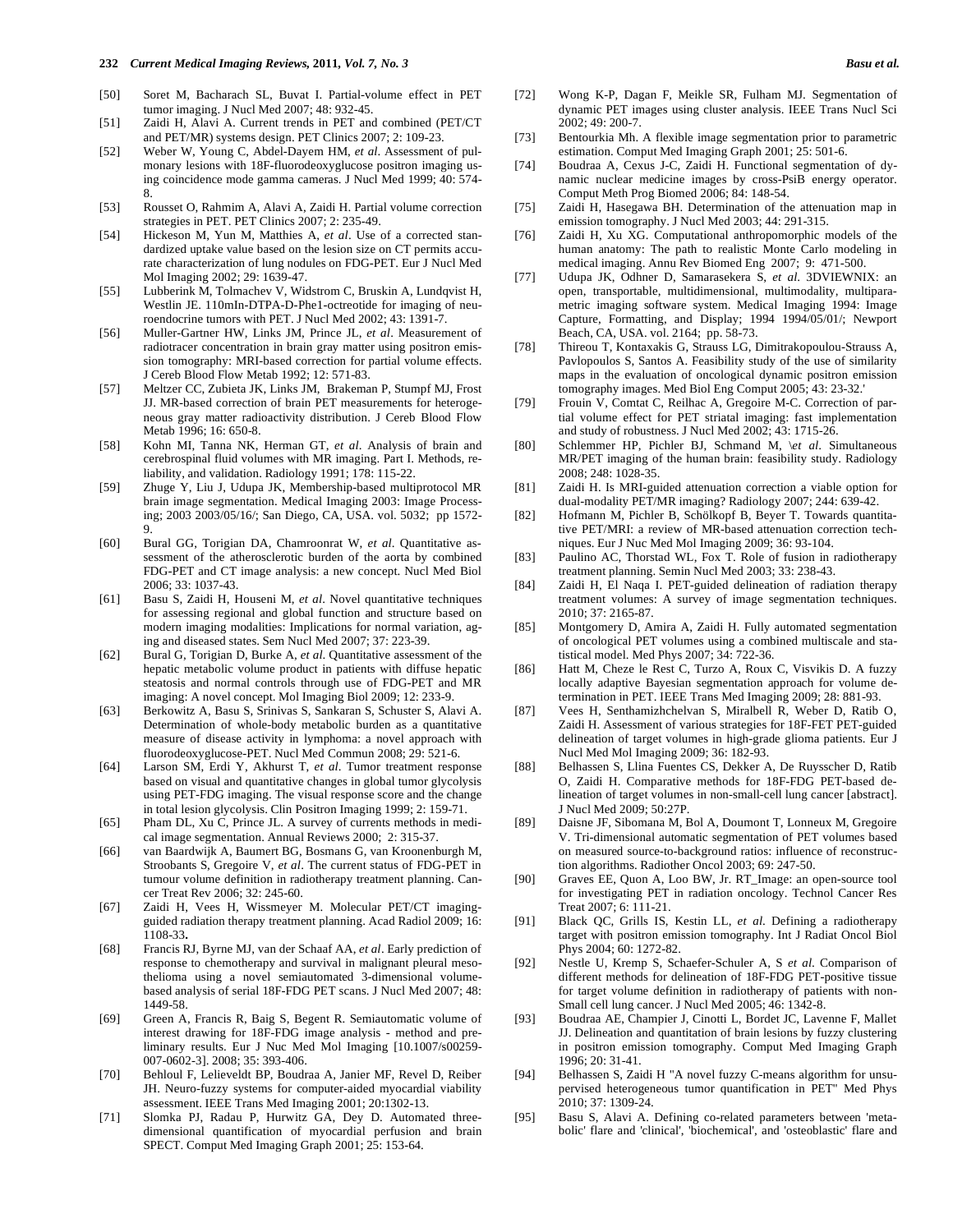[50] Soret M, Bacharach SL, Buvat I. Partial-volume effect in PET tumor imaging. J Nucl Med 2007; 48: 932-45.

[51] Zaidi H, Alavi A. Current trends in PET and combined (PET/CT and PET/MR) systems design. PET Clinics 2007; 2: 109-23.

[52] Weber W, Young C, Abdel-Dayem HM, *et al*. Assessment of pulmonary lesions with 18F-fluorodeoxyglucose positron imaging using coincidence mode gamma cameras. J Nucl Med 1999; 40: 574-8.

[53] Rousset O, Rahmim A, Alavi A, Zaidi H. Partial volume correction strategies in PET. PET Clinics 2007; 2: 235-49.

[54] Hickeson M, Yun M, Matthies A, *et al*. Use of a corrected standardized uptake value based on the lesion size on CT permits accurate characterization of lung nodules on FDG-PET. Eur J Nucl Med Mol Imaging 2002; 29: 1639-47.

[55] Lubberink M, Tolmachev V, Widstrom C, Bruskin A, Lundqvist H, Westlin JE. 110mIn-DTPA-D-Phe1-octreotide for imaging of neuroendocrine tumors with PET. J Nucl Med 2002; 43: 1391-7.

[56] Muller-Gartner HW, Links JM, Prince JL, *et al*. Measurement of radiotracer concentration in brain gray matter using positron emission tomography: MRI-based correction for partial volume effects. J Cereb Blood Flow Metab 1992; 12: 571-83.

[57] Meltzer CC, Zubieta JK, Links JM, Brakeman P, Stumpf MJ, Frost JJ. MR-based correction of brain PET measurements for heterogeneous gray matter radioactivity distribution. J Cereb Blood Flow Metab 1996; 16: 650-8.

[58] Kohn MI, Tanna NK, Herman GT, *et al*. Analysis of brain and cerebrospinal fluid volumes with MR imaging. Part I. Methods, reliability, and validation. Radiology 1991; 178: 115-22.

[59] Zhuge Y, Liu J, Udupa JK, Membership-based multiprotocol MR brain image segmentation. Medical Imaging 2003: Image Processing; 2003 2003/05/16/; San Diego, CA, USA. vol. 5032; pp 1572-9.

[60] Bural GG, Torigian DA, Chamroonrat W, *et al*. Quantitative assessment of the atherosclerotic burden of the aorta by combined FDG-PET and CT image analysis: a new concept. Nucl Med Biol 2006; 33: 1037-43.

[61] Basu S, Zaidi H, Houseni M, *et al*. Novel quantitative techniques for assessing regional and global function and structure based on modern imaging modalities: Implications for normal variation, aging and diseased states. Sem Nucl Med 2007; 37: 223-39.

[62] Bural G, Torigian D, Burke A, *et al*. Quantitative assessment of the hepatic metabolic volume product in patients with diffuse hepatic steatosis and normal controls through use of FDG-PET and MR imaging: A novel concept. Mol Imaging Biol 2009; 12: 233-9.

[63] Berkowitz A, Basu S, Srinivas S, Sankaran S, Schuster S, Alavi A. Determination of whole-body metabolic burden as a quantitative measure of disease activity in lymphoma: a novel approach with fluorodeoxyglucose-PET. Nucl Med Commun 2008; 29: 521-6.

[64] Larson SM, Erdi Y, Akhurst T, *et al*. Tumor treatment response based on visual and quantitative changes in global tumor glycolysis using PET-FDG imaging. The visual response score and the change in total lesion glycolysis. Clin Positron Imaging 1999; 2: 159-71.

[65] Pham DL, Xu C, Prince JL. A survey of currents methods in medical image segmentation. Annual Reviews 2000; 2: 315-37.

[66] van Baardwijk A, Baumert BG, Bosmans G, van Kroonenburgh M, Stroobants S, Gregoire V, *et al*. The current status of FDG-PET in tumour volume definition in radiotherapy treatment planning. Cancer Treat Rev 2006; 32: 245-60.

[67] Zaidi H, Vees H, Wissmeyer M. Molecular PET/CT imaging-guided radiation therapy treatment planning. Acad Radiol 2009; 16: 1108-33**.**

[68] Francis RJ, Byrne MJ, van der Schaaf AA, *et al*. Early prediction of response to chemotherapy and survival in malignant pleural mesothelioma using a novel semiautomated 3-dimensional volume-based analysis of serial 18F-FDG PET scans. J Nucl Med 2007; 48: 1449-58.

[69] Green A, Francis R, Baig S, Begent R. Semiautomatic volume of interest drawing for 18F-FDG image analysis - method and preliminary results. Eur J Nuc Med Mol Imaging [10.1007/s00259-007-0602-3]. 2008; 35: 393-406.

[70] Behloul F, Lelieveldt BP, Boudraa A, Janier MF, Revel D, Reiber JH. Neuro-fuzzy systems for computer-aided myocardial viability assessment. IEEE Trans Med Imaging 2001; 20:1302-13.

[71] Slomka PJ, Radau P, Hurwitz GA, Dey D. Automated three-dimensional quantification of myocardial perfusion and brain SPECT. Comput Med Imaging Graph 2001; 25: 153-64.

[72] Wong K-P, Dagan F, Meikle SR, Fulham MJ. Segmentation of dynamic PET images using cluster analysis. IEEE Trans Nucl Sci 2002; 49: 200-7.

[73] Bentourkia Mh. A flexible image segmentation prior to parametric estimation. Comput Med Imaging Graph 2001; 25: 501-6.

[74] Boudraa A, Cexus J-C, Zaidi H. Functional segmentation of dynamic nuclear medicine images by cross-PsiB energy operator. Comput Meth Prog Biomed 2006; 84: 148-54.

[75] Zaidi H, Hasegawa BH. Determination of the attenuation map in emission tomography. J Nucl Med 2003; 44: 291-315.

[76] Zaidi H, Xu XG. Computational anthropomorphic models of the human anatomy: The path to realistic Monte Carlo modeling in medical imaging. Annu Rev Biomed Eng 2007; 9: 471-500.

[77] Udupa JK, Odhner D, Samarasekera S, *et al.* 3DVIEWNIX: an open, transportable, multidimensional, multimodality, multiparametric imaging software system. Medical Imaging 1994: Image Capture, Formatting, and Display; 1994 1994/05/01/; Newport Beach, CA, USA. vol. 2164; pp. 58-73.

[78] Thireou T, Kontaxakis G, Strauss LG, Dimitrakopoulou-Strauss A, Pavlopoulos S, Santos A. Feasibility study of the use of similarity maps in the evaluation of oncological dynamic positron emission tomography images. Med Biol Eng Comput 2005; 43: 23-32.'

[79] Frouin V, Comtat C, Reilhac A, Gregoire M-C. Correction of partial volume effect for PET striatal imaging: fast implementation and study of robustness. J Nucl Med 2002; 43: 1715-26.

[80] Schlemmer HP, Pichler BJ, Schmand M, \*et al.* Simultaneous MR/PET imaging of the human brain: feasibility study. Radiology 2008; 248: 1028-35.

[81] Zaidi H. Is MRI-guided attenuation correction a viable option for dual-modality PET/MR imaging? Radiology 2007; 244: 639-42.

[82] Hofmann M, Pichler B, Schölkopf B, Beyer T. Towards quantitative PET/MRI: a review of MR-based attenuation correction techniques. Eur J Nuc Med Mol Imaging 2009; 36: 93-104.

[83] Paulino AC, Thorstad WL, Fox T. Role of fusion in radiotherapy treatment planning. Semin Nucl Med 2003; 33: 238-43.

[84] Zaidi H, El Naqa I. PET-guided delineation of radiation therapy treatment volumes: A survey of image segmentation techniques. 2010; 37: 2165-87.

[85] Montgomery D, Amira A, Zaidi H. Fully automated segmentation of oncological PET volumes using a combined multiscale and statistical model. Med Phys 2007; 34: 722-36.

[86] Hatt M, Cheze le Rest C, Turzo A, Roux C, Visvikis D. A fuzzy locally adaptive Bayesian segmentation approach for volume determination in PET. IEEE Trans Med Imaging 2009; 28: 881-93.

[87] Vees H, Senthamizhchelvan S, Miralbell R, Weber D, Ratib O, Zaidi H. Assessment of various strategies for 18F-FET PET-guided delineation of target volumes in high-grade glioma patients. Eur J Nucl Med Mol Imaging 2009; 36: 182-93.

[88] Belhassen S, Llina Fuentes CS, Dekker A, De Ruysscher D, Ratib O, Zaidi H. Comparative methods for 18F-FDG PET-based delineation of target volumes in non-small-cell lung cancer [abstract]. J Nucl Med 2009; 50:27P.

[89] Daisne JF, Sibomana M, Bol A, Doumont T, Lonneux M, Gregoire V. Tri-dimensional automatic segmentation of PET volumes based on measured source-to-background ratios: influence of reconstruction algorithms. Radiother Oncol 2003; 69: 247-50.

[90] Graves EE, Quon A, Loo BW, Jr. RT_Image: an open-source tool for investigating PET in radiation oncology. Technol Cancer Res Treat 2007; 6: 111-21.

[91] Black QC, Grills IS, Kestin LL, *et al.* Defining a radiotherapy target with positron emission tomography. Int J Radiat Oncol Biol Phys 2004; 60: 1272-82.

[92] Nestle U, Kremp S, Schaefer-Schuler A, S *et al.* Comparison of different methods for delineation of 18F-FDG PET-positive tissue for target volume definition in radiotherapy of patients with non-Small cell lung cancer. J Nucl Med 2005; 46: 1342-8.

[93] Boudraa AE, Champier J, Cinotti L, Bordet JC, Lavenne F, Mallet JJ. Delineation and quantitation of brain lesions by fuzzy clustering in positron emission tomography. Comput Med Imaging Graph 1996; 20: 31-41.

[94] Belhassen S, Zaidi H "A novel fuzzy C-means algorithm for unsupervised heterogeneous tumor quantification in PET" Med Phys 2010; 37: 1309-24.

[95] Basu S, Alavi A. Defining co-related parameters between 'metabolic' flare and 'clinical', 'biochemical', and 'osteoblastic' flare and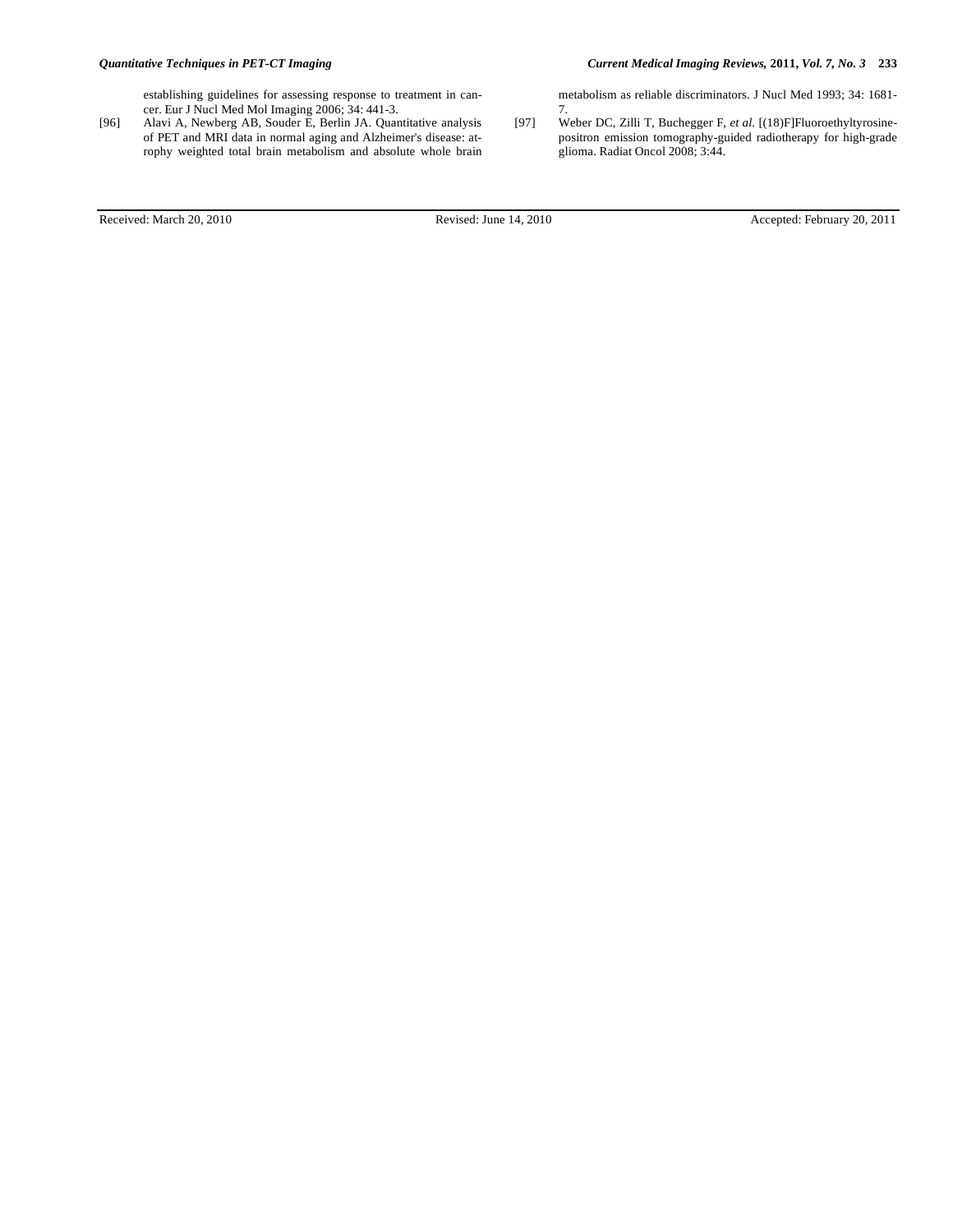establishing guidelines for assessing response to treatment in cancer. Eur J Nucl Med Mol Imaging 2006; 34: 441-3.

[96] Alavi A, Newberg AB, Souder E, Berlin JA. Quantitative analysis of PET and MRI data in normal aging and Alzheimer's disease: atrophy weighted total brain metabolism and absolute whole brain metabolism as reliable discriminators. J Nucl Med 1993; 34: 1681-7.

[97] Weber DC, Zilli T, Buchegger F, *et al.* [(18)F]Fluoroethyltyrosine-positron emission tomography-guided radiotherapy for high-grade glioma. Radiat Oncol 2008; 3:44.

Received: March 20, 2010 Revised: June 14, 2010 Accepted: February 20, 2011